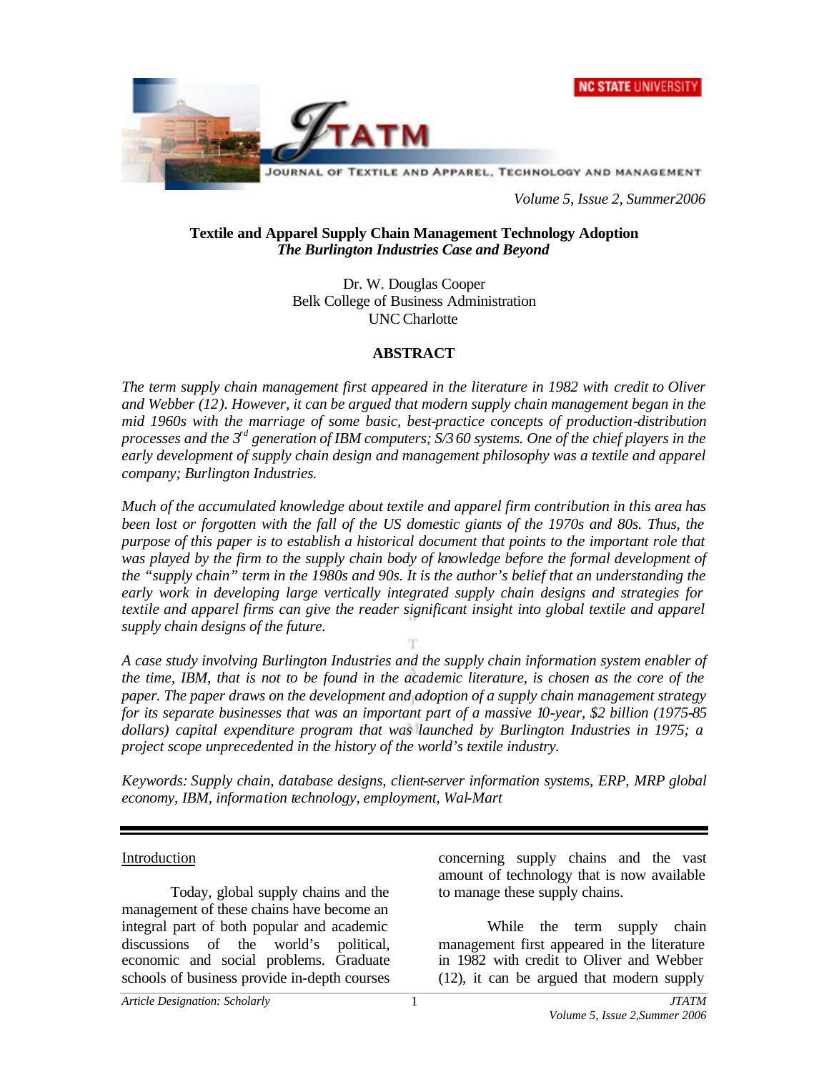# Textile and Apparel Supply Chain Management Technology Adoption

## *The Burlington Industries Case and Beyond*

Dr. W. Douglas Cooper
Belk College of Business Administration
UNC Charlotte

## ABSTRACT

*The term supply chain management first appeared in the literature in 1982 with credit to Oliver and Webber (12). However, it can be argued that modern supply chain management began in the mid 1960s with the marriage of some basic, best-practice concepts of production-distribution processes and the 3rd generation of IBM computers; S/3 60 systems. One of the chief players in the early development of supply chain design and management philosophy was a textile and apparel company; Burlington Industries.*

*Much of the accumulated knowledge about textile and apparel firm contribution in this area has been lost or forgotten with the fall of the US domestic giants of the 1970s and 80s. Thus, the purpose of this paper is to establish a historical document that points to the important role that was played by the firm to the supply chain body of knowledge before the formal development of the "supply chain" term in the 1980s and 90s. It is the author's belief that an understanding the early work in developing large vertically integrated supply chain designs and strategies for textile and apparel firms can give the reader significant insight into global textile and apparel supply chain designs of the future.*

*A case study involving Burlington Industries and the supply chain information system enabler of the time, IBM, that is not to be found in the academic literature, is chosen as the core of the paper. The paper draws on the development and adoption of a supply chain management strategy for its separate businesses that was an important part of a massive 10-year, $2 billion (1975-85 dollars) capital expenditure program that was launched by Burlington Industries in 1975; a project scope unprecedented in the history of the world's textile industry.*

*Keywords: Supply chain, database designs, client-server information systems, ERP, MRP global economy, IBM, information technology, employment, Wal-Mart*

---

## Introduction

Today, global supply chains and the management of these chains have become an integral part of both popular and academic discussions of the world's political, economic and social problems. Graduate schools of business provide in-depth courses concerning supply chains and the vast amount of technology that is now available to manage these supply chains.

While the term supply chain management first appeared in the literature in 1982 with credit to Oliver and Webber (12), it can be argued that modern supply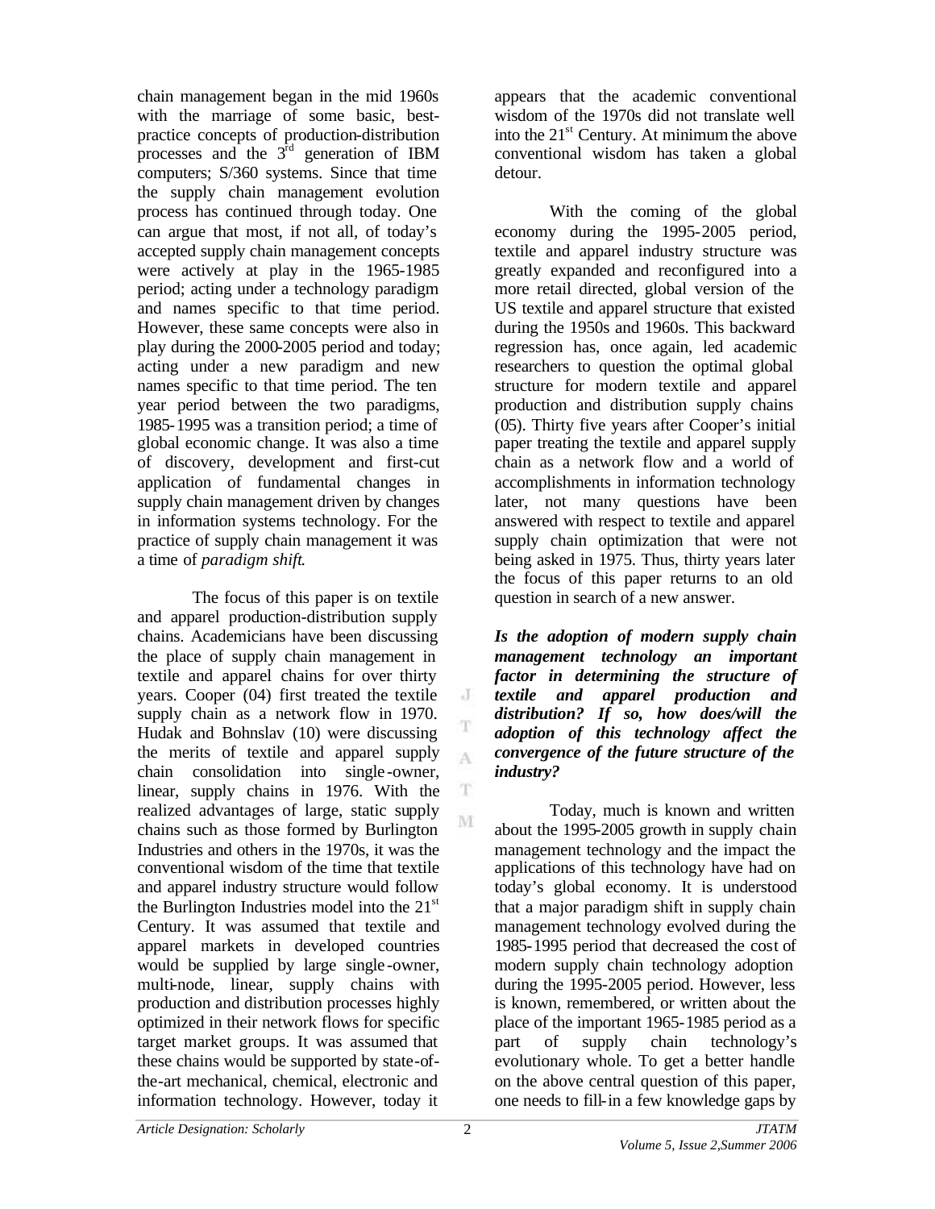chain management began in the mid 1960s with the marriage of some basic, best-practice concepts of production-distribution processes and the 3rd generation of IBM computers; S/360 systems. Since that time the supply chain management evolution process has continued through today. One can argue that most, if not all, of today's accepted supply chain management concepts were actively at play in the 1965-1985 period; acting under a technology paradigm and names specific to that time period. However, these same concepts were also in play during the 2000-2005 period and today; acting under a new paradigm and new names specific to that time period. The ten year period between the two paradigms, 1985-1995 was a transition period; a time of global economic change. It was also a time of discovery, development and first-cut application of fundamental changes in supply chain management driven by changes in information systems technology. For the practice of supply chain management it was a time of *paradigm shift*.

The focus of this paper is on textile and apparel production-distribution supply chains. Academicians have been discussing the place of supply chain management in textile and apparel chains for over thirty years. Cooper (04) first treated the textile supply chain as a network flow in 1970. Hudak and Bohnslav (10) were discussing the merits of textile and apparel supply chain consolidation into single-owner, linear, supply chains in 1976. With the realized advantages of large, static supply chains such as those formed by Burlington Industries and others in the 1970s, it was the conventional wisdom of the time that textile and apparel industry structure would follow the Burlington Industries model into the 21st Century. It was assumed that textile and apparel markets in developed countries would be supplied by large single-owner, multi-node, linear, supply chains with production and distribution processes highly optimized in their network flows for specific target market groups. It was assumed that these chains would be supported by state-of-the-art mechanical, chemical, electronic and information technology. However, today it appears that the academic conventional wisdom of the 1970s did not translate well into the 21st Century. At minimum the above conventional wisdom has taken a global detour.

With the coming of the global economy during the 1995-2005 period, textile and apparel industry structure was greatly expanded and reconfigured into a more retail directed, global version of the US textile and apparel structure that existed during the 1950s and 1960s. This backward regression has, once again, led academic researchers to question the optimal global structure for modern textile and apparel production and distribution supply chains (05). Thirty five years after Cooper's initial paper treating the textile and apparel supply chain as a network flow and a world of accomplishments in information technology later, not many questions have been answered with respect to textile and apparel supply chain optimization that were not being asked in 1975. Thus, thirty years later the focus of this paper returns to an old question in search of a new answer.

***Is the adoption of modern supply chain management technology an important factor in determining the structure of textile and apparel production and distribution? If so, how does/will the adoption of this technology affect the convergence of the future structure of the industry?***

Today, much is known and written about the 1995-2005 growth in supply chain management technology and the impact the applications of this technology have had on today's global economy. It is understood that a major paradigm shift in supply chain management technology evolved during the 1985-1995 period that decreased the cost of modern supply chain technology adoption during the 1995-2005 period. However, less is known, remembered, or written about the place of the important 1965-1985 period as a part of supply chain technology's evolutionary whole. To get a better handle on the above central question of this paper, one needs to fill-in a few knowledge gaps by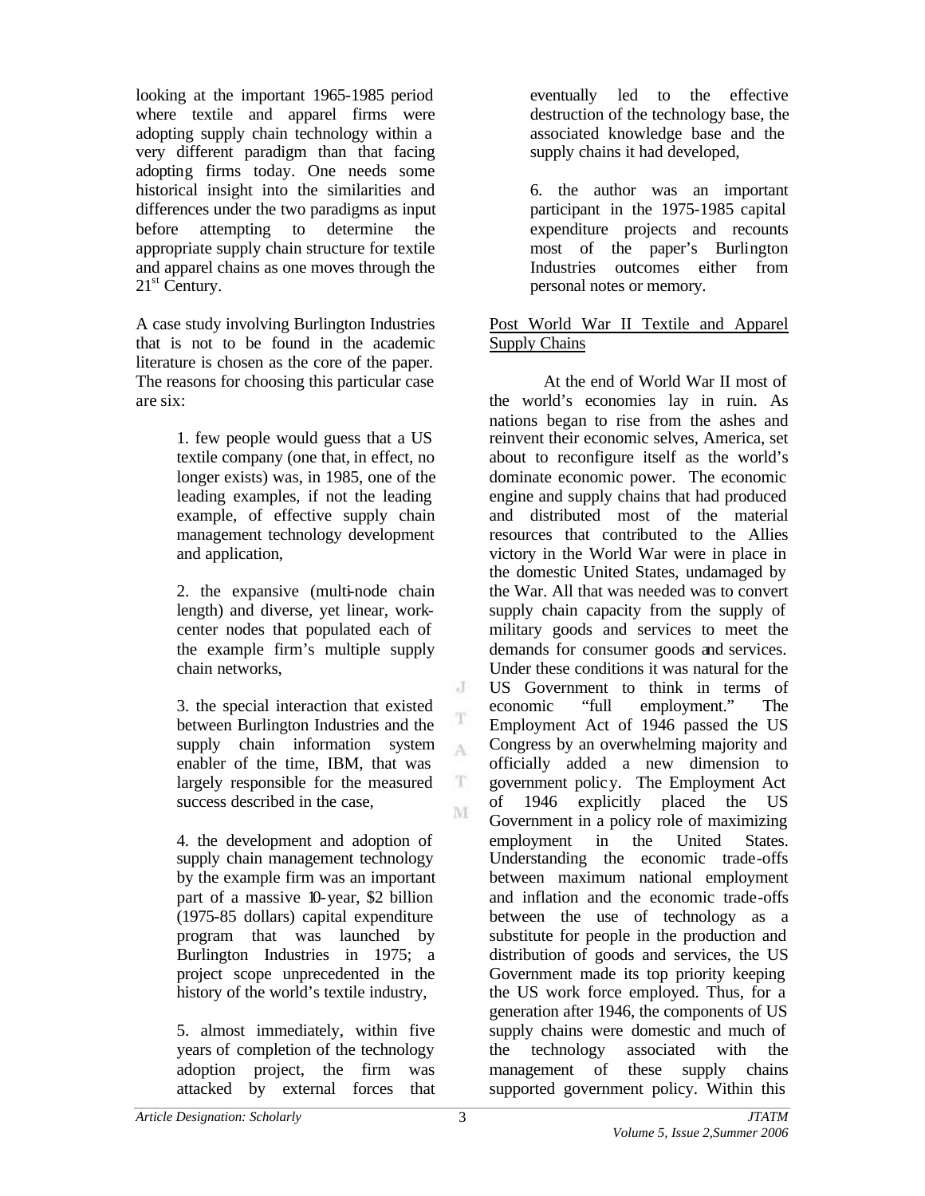looking at the important 1965-1985 period where textile and apparel firms were adopting supply chain technology within a very different paradigm than that facing adopting firms today. One needs some historical insight into the similarities and differences under the two paradigms as input before attempting to determine the appropriate supply chain structure for textile and apparel chains as one moves through the 21st Century.

A case study involving Burlington Industries that is not to be found in the academic literature is chosen as the core of the paper. The reasons for choosing this particular case are six:

> 1. few people would guess that a US textile company (one that, in effect, no longer exists) was, in 1985, one of the leading examples, if not the leading example, of effective supply chain management technology development and application,
>
> 2. the expansive (multi-node chain length) and diverse, yet linear, work-center nodes that populated each of the example firm's multiple supply chain networks,
>
> 3. the special interaction that existed between Burlington Industries and the supply chain information system enabler of the time, IBM, that was largely responsible for the measured success described in the case,
>
> 4. the development and adoption of supply chain management technology by the example firm was an important part of a massive 10-year, $2 billion (1975-85 dollars) capital expenditure program that was launched by Burlington Industries in 1975; a project scope unprecedented in the history of the world's textile industry,
>
> 5. almost immediately, within five years of completion of the technology adoption project, the firm was attacked by external forces that eventually led to the effective destruction of the technology base, the associated knowledge base and the supply chains it had developed,
>
> 6. the author was an important participant in the 1975-1985 capital expenditure projects and recounts most of the paper's Burlington Industries outcomes either from personal notes or memory.

## Post World War II Textile and Apparel Supply Chains

At the end of World War II most of the world's economies lay in ruin. As nations began to rise from the ashes and reinvent their economic selves, America, set about to reconfigure itself as the world's dominate economic power. The economic engine and supply chains that had produced and distributed most of the material resources that contributed to the Allies victory in the World War were in place in the domestic United States, undamaged by the War. All that was needed was to convert supply chain capacity from the supply of military goods and services to meet the demands for consumer goods and services. Under these conditions it was natural for the US Government to think in terms of economic "full employment." The Employment Act of 1946 passed the US Congress by an overwhelming majority and officially added a new dimension to government policy. The Employment Act of 1946 explicitly placed the US Government in a policy role of maximizing employment in the United States. Understanding the economic trade-offs between maximum national employment and inflation and the economic trade-offs between the use of technology as a substitute for people in the production and distribution of goods and services, the US Government made its top priority keeping the US work force employed. Thus, for a generation after 1946, the components of US supply chains were domestic and much of the technology associated with the management of these supply chains supported government policy. Within this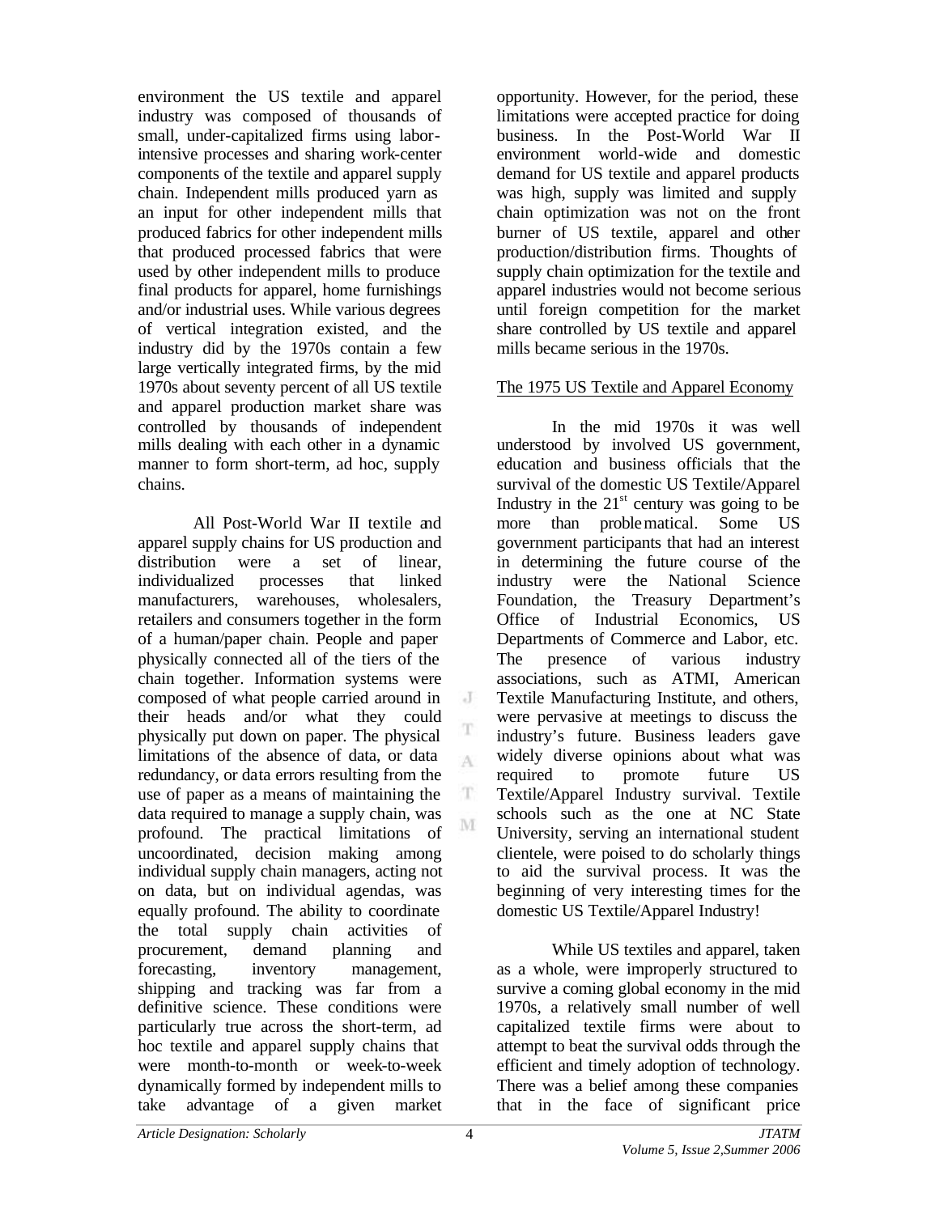environment the US textile and apparel industry was composed of thousands of small, under-capitalized firms using labor-intensive processes and sharing work-center components of the textile and apparel supply chain. Independent mills produced yarn as an input for other independent mills that produced fabrics for other independent mills that produced processed fabrics that were used by other independent mills to produce final products for apparel, home furnishings and/or industrial uses. While various degrees of vertical integration existed, and the industry did by the 1970s contain a few large vertically integrated firms, by the mid 1970s about seventy percent of all US textile and apparel production market share was controlled by thousands of independent mills dealing with each other in a dynamic manner to form short-term, ad hoc, supply chains.

All Post-World War II textile and apparel supply chains for US production and distribution were a set of linear, individualized processes that linked manufacturers, warehouses, wholesalers, retailers and consumers together in the form of a human/paper chain. People and paper physically connected all of the tiers of the chain together. Information systems were composed of what people carried around in their heads and/or what they could physically put down on paper. The physical limitations of the absence of data, or data redundancy, or data errors resulting from the use of paper as a means of maintaining the data required to manage a supply chain, was profound. The practical limitations of uncoordinated, decision making among individual supply chain managers, acting not on data, but on individual agendas, was equally profound. The ability to coordinate the total supply chain activities of procurement, demand planning and forecasting, inventory management, shipping and tracking was far from a definitive science. These conditions were particularly true across the short-term, ad hoc textile and apparel supply chains that were month-to-month or week-to-week dynamically formed by independent mills to take advantage of a given market opportunity. However, for the period, these limitations were accepted practice for doing business. In the Post-World War II environment world-wide and domestic demand for US textile and apparel products was high, supply was limited and supply chain optimization was not on the front burner of US textile, apparel and other production/distribution firms. Thoughts of supply chain optimization for the textile and apparel industries would not become serious until foreign competition for the market share controlled by US textile and apparel mills became serious in the 1970s.

## The 1975 US Textile and Apparel Economy

In the mid 1970s it was well understood by involved US government, education and business officials that the survival of the domestic US Textile/Apparel Industry in the 21st century was going to be more than problematical. Some US government participants that had an interest in determining the future course of the industry were the National Science Foundation, the Treasury Department's Office of Industrial Economics, US Departments of Commerce and Labor, etc. The presence of various industry associations, such as ATMI, American Textile Manufacturing Institute, and others, were pervasive at meetings to discuss the industry's future. Business leaders gave widely diverse opinions about what was required to promote future US Textile/Apparel Industry survival. Textile schools such as the one at NC State University, serving an international student clientele, were poised to do scholarly things to aid the survival process. It was the beginning of very interesting times for the domestic US Textile/Apparel Industry!

While US textiles and apparel, taken as a whole, were improperly structured to survive a coming global economy in the mid 1970s, a relatively small number of well capitalized textile firms were about to attempt to beat the survival odds through the efficient and timely adoption of technology. There was a belief among these companies that in the face of significant price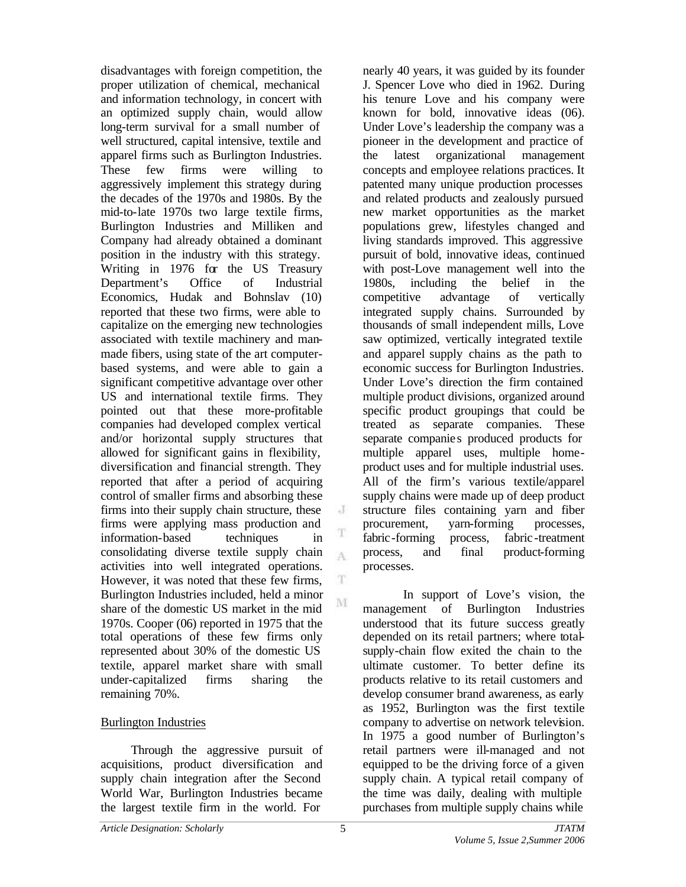disadvantages with foreign competition, the proper utilization of chemical, mechanical and information technology, in concert with an optimized supply chain, would allow long-term survival for a small number of well structured, capital intensive, textile and apparel firms such as Burlington Industries. These few firms were willing to aggressively implement this strategy during the decades of the 1970s and 1980s. By the mid-to-late 1970s two large textile firms, Burlington Industries and Milliken and Company had already obtained a dominant position in the industry with this strategy. Writing in 1976 for the US Treasury Department's Office of Industrial Economics, Hudak and Bohnslav (10) reported that these two firms, were able to capitalize on the emerging new technologies associated with textile machinery and man-made fibers, using state of the art computer-based systems, and were able to gain a significant competitive advantage over other US and international textile firms. They pointed out that these more-profitable companies had developed complex vertical and/or horizontal supply structures that allowed for significant gains in flexibility, diversification and financial strength. They reported that after a period of acquiring control of smaller firms and absorbing these firms into their supply chain structure, these firms were applying mass production and information-based techniques in consolidating diverse textile supply chain activities into well integrated operations. However, it was noted that these few firms, Burlington Industries included, held a minor share of the domestic US market in the mid 1970s. Cooper (06) reported in 1975 that the total operations of these few firms only represented about 30% of the domestic US textile, apparel market share with small under-capitalized firms sharing the remaining 70%.

## Burlington Industries

Through the aggressive pursuit of acquisitions, product diversification and supply chain integration after the Second World War, Burlington Industries became the largest textile firm in the world. For nearly 40 years, it was guided by its founder J. Spencer Love who died in 1962. During his tenure Love and his company were known for bold, innovative ideas (06). Under Love's leadership the company was a pioneer in the development and practice of the latest organizational management concepts and employee relations practices. It patented many unique production processes and related products and zealously pursued new market opportunities as the market populations grew, lifestyles changed and living standards improved. This aggressive pursuit of bold, innovative ideas, continued with post-Love management well into the 1980s, including the belief in the competitive advantage of vertically integrated supply chains. Surrounded by thousands of small independent mills, Love saw optimized, vertically integrated textile and apparel supply chains as the path to economic success for Burlington Industries. Under Love's direction the firm contained multiple product divisions, organized around specific product groupings that could be treated as separate companies. These separate companies produced products for multiple apparel uses, multiple home-product uses and for multiple industrial uses. All of the firm's various textile/apparel supply chains were made up of deep product structure files containing yarn and fiber procurement, yarn-forming processes, fabric-forming process, fabric-treatment process, and final product-forming processes.

In support of Love's vision, the management of Burlington Industries understood that its future success greatly depended on its retail partners; where total-supply-chain flow exited the chain to the ultimate customer. To better define its products relative to its retail customers and develop consumer brand awareness, as early as 1952, Burlington was the first textile company to advertise on network television. In 1975 a good number of Burlington's retail partners were ill-managed and not equipped to be the driving force of a given supply chain. A typical retail company of the time was daily, dealing with multiple purchases from multiple supply chains while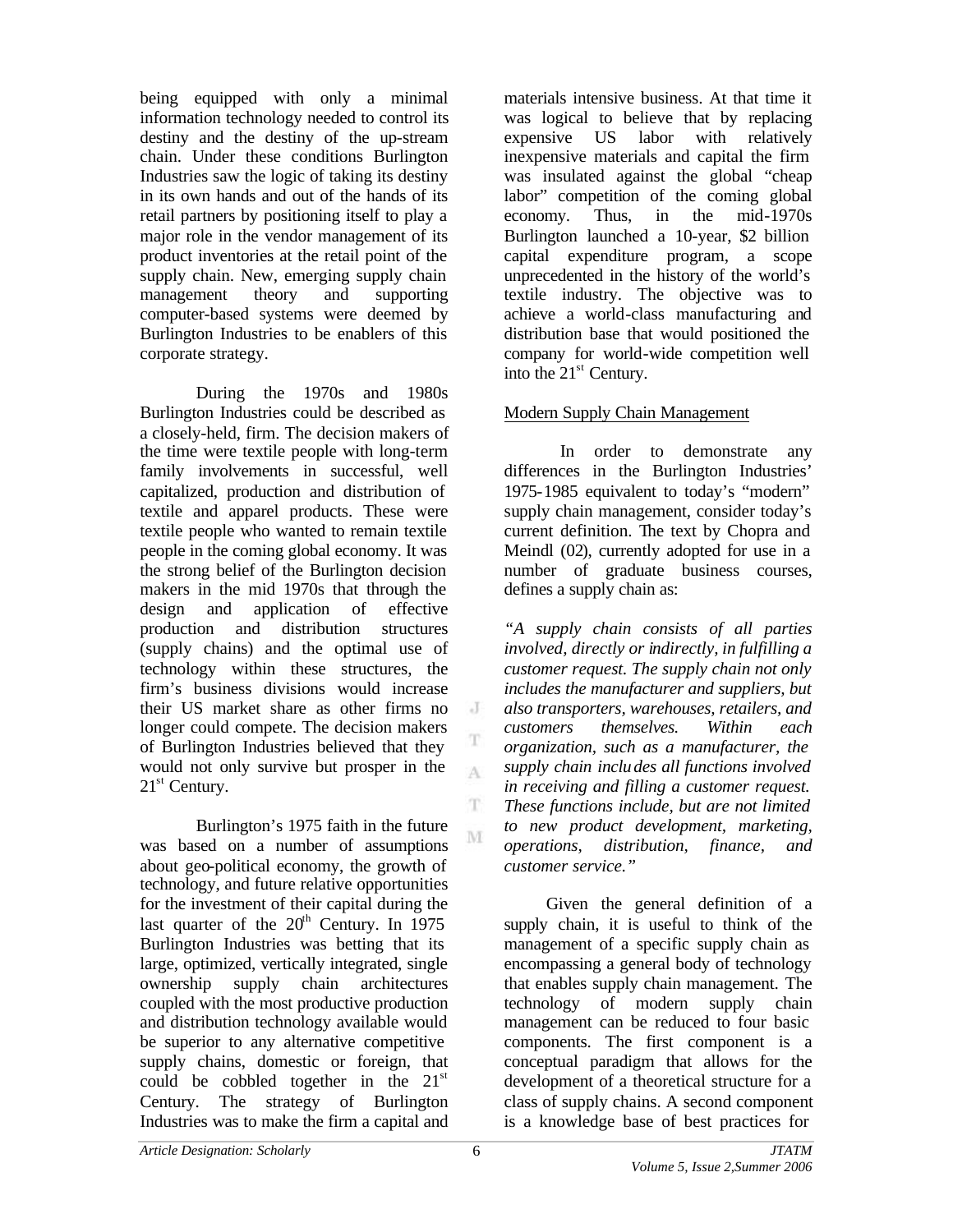being equipped with only a minimal information technology needed to control its destiny and the destiny of the up-stream chain. Under these conditions Burlington Industries saw the logic of taking its destiny in its own hands and out of the hands of its retail partners by positioning itself to play a major role in the vendor management of its product inventories at the retail point of the supply chain. New, emerging supply chain management theory and supporting computer-based systems were deemed by Burlington Industries to be enablers of this corporate strategy.

During the 1970s and 1980s Burlington Industries could be described as a closely-held, firm. The decision makers of the time were textile people with long-term family involvements in successful, well capitalized, production and distribution of textile and apparel products. These were textile people who wanted to remain textile people in the coming global economy. It was the strong belief of the Burlington decision makers in the mid 1970s that through the design and application of effective production and distribution structures (supply chains) and the optimal use of technology within these structures, the firm's business divisions would increase their US market share as other firms no longer could compete. The decision makers of Burlington Industries believed that they would not only survive but prosper in the 21st Century.

Burlington's 1975 faith in the future was based on a number of assumptions about geo-political economy, the growth of technology, and future relative opportunities for the investment of their capital during the last quarter of the 20th Century. In 1975 Burlington Industries was betting that its large, optimized, vertically integrated, single ownership supply chain architectures coupled with the most productive production and distribution technology available would be superior to any alternative competitive supply chains, domestic or foreign, that could be cobbled together in the 21st Century. The strategy of Burlington Industries was to make the firm a capital and materials intensive business. At that time it was logical to believe that by replacing expensive US labor with relatively inexpensive materials and capital the firm was insulated against the global "cheap labor" competition of the coming global economy. Thus, in the mid-1970s Burlington launched a 10-year, $2 billion capital expenditure program, a scope unprecedented in the history of the world's textile industry. The objective was to achieve a world-class manufacturing and distribution base that would positioned the company for world-wide competition well into the 21st Century.

## Modern Supply Chain Management

In order to demonstrate any differences in the Burlington Industries' 1975-1985 equivalent to today's "modern" supply chain management, consider today's current definition. The text by Chopra and Meindl (02), currently adopted for use in a number of graduate business courses, defines a supply chain as:

*"A supply chain consists of all parties involved, directly or indirectly, in fulfilling a customer request. The supply chain not only includes the manufacturer and suppliers, but also transporters, warehouses, retailers, and customers themselves. Within each organization, such as a manufacturer, the supply chain includes all functions involved in receiving and filling a customer request. These functions include, but are not limited to new product development, marketing, operations, distribution, finance, and customer service."*

Given the general definition of a supply chain, it is useful to think of the management of a specific supply chain as encompassing a general body of technology that enables supply chain management. The technology of modern supply chain management can be reduced to four basic components. The first component is a conceptual paradigm that allows for the development of a theoretical structure for a class of supply chains. A second component is a knowledge base of best practices for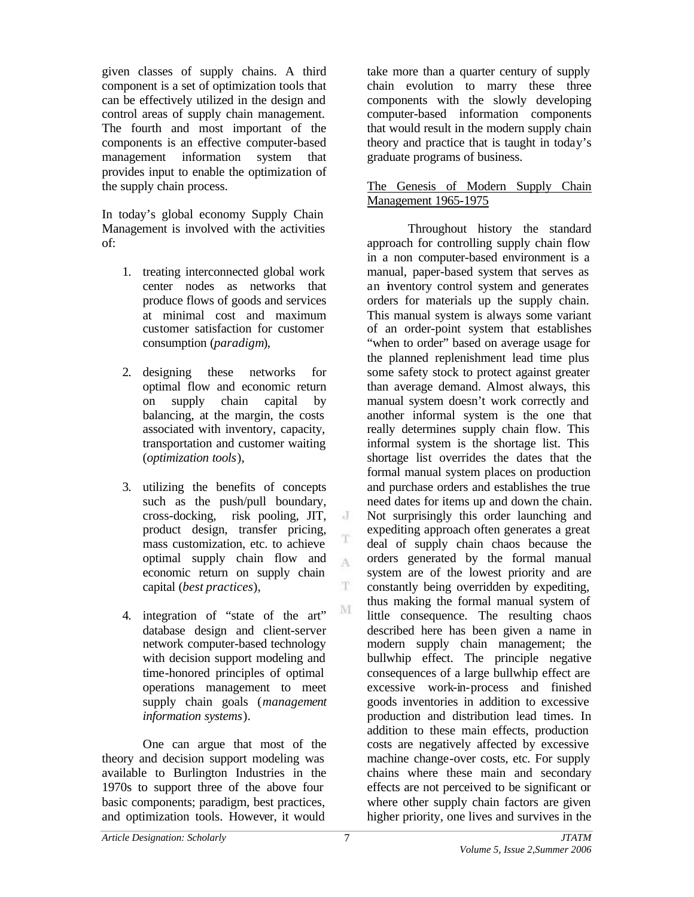given classes of supply chains. A third component is a set of optimization tools that can be effectively utilized in the design and control areas of supply chain management. The fourth and most important of the components is an effective computer-based management information system that provides input to enable the optimization of the supply chain process.

In today's global economy Supply Chain Management is involved with the activities of:

1. treating interconnected global work center nodes as networks that produce flows of goods and services at minimal cost and maximum customer satisfaction for customer consumption (*paradigm*),

2. designing these networks for optimal flow and economic return on supply chain capital by balancing, at the margin, the costs associated with inventory, capacity, transportation and customer waiting (*optimization tools*),

3. utilizing the benefits of concepts such as the push/pull boundary, cross-docking, risk pooling, JIT, product design, transfer pricing, mass customization, etc. to achieve optimal supply chain flow and economic return on supply chain capital (*best practices*),

4. integration of "state of the art" database design and client-server network computer-based technology with decision support modeling and time-honored principles of optimal operations management to meet supply chain goals (*management information systems*).

One can argue that most of the theory and decision support modeling was available to Burlington Industries in the 1970s to support three of the above four basic components; paradigm, best practices, and optimization tools. However, it would take more than a quarter century of supply chain evolution to marry these three components with the slowly developing computer-based information components that would result in the modern supply chain theory and practice that is taught in today's graduate programs of business.

## The Genesis of Modern Supply Chain Management 1965-1975

Throughout history the standard approach for controlling supply chain flow in a non computer-based environment is a manual, paper-based system that serves as an inventory control system and generates orders for materials up the supply chain. This manual system is always some variant of an order-point system that establishes "when to order" based on average usage for the planned replenishment lead time plus some safety stock to protect against greater than average demand. Almost always, this manual system doesn't work correctly and another informal system is the one that really determines supply chain flow. This informal system is the shortage list. This shortage list overrides the dates that the formal manual system places on production and purchase orders and establishes the true need dates for items up and down the chain. Not surprisingly this order launching and expediting approach often generates a great deal of supply chain chaos because the orders generated by the formal manual system are of the lowest priority and are constantly being overridden by expediting, thus making the formal manual system of little consequence. The resulting chaos described here has been given a name in modern supply chain management; the bullwhip effect. The principle negative consequences of a large bullwhip effect are excessive work-in-process and finished goods inventories in addition to excessive production and distribution lead times. In addition to these main effects, production costs are negatively affected by excessive machine change-over costs, etc. For supply chains where these main and secondary effects are not perceived to be significant or where other supply chain factors are given higher priority, one lives and survives in the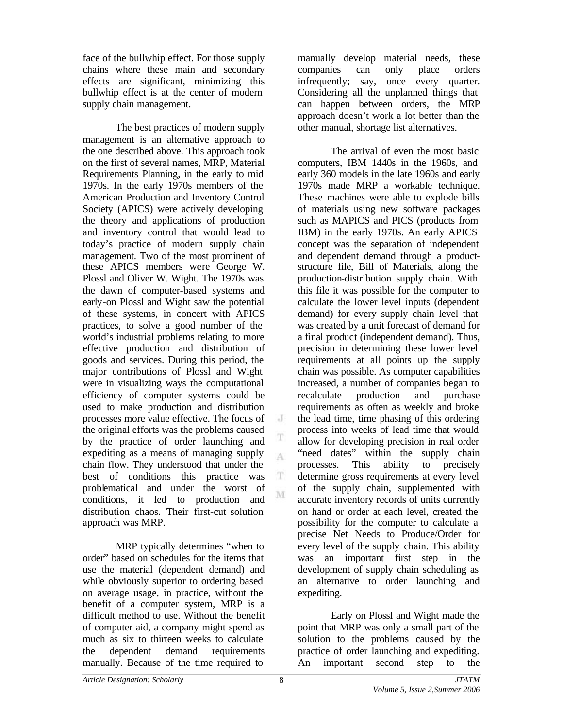face of the bullwhip effect. For those supply chains where these main and secondary effects are significant, minimizing this bullwhip effect is at the center of modern supply chain management.

The best practices of modern supply management is an alternative approach to the one described above. This approach took on the first of several names, MRP, Material Requirements Planning, in the early to mid 1970s. In the early 1970s members of the American Production and Inventory Control Society (APICS) were actively developing the theory and applications of production and inventory control that would lead to today's practice of modern supply chain management. Two of the most prominent of these APICS members were George W. Plossl and Oliver W. Wight. The 1970s was the dawn of computer-based systems and early-on Plossl and Wight saw the potential of these systems, in concert with APICS practices, to solve a good number of the world's industrial problems relating to more effective production and distribution of goods and services. During this period, the major contributions of Plossl and Wight were in visualizing ways the computational efficiency of computer systems could be used to make production and distribution processes more value effective. The focus of the original efforts was the problems caused by the practice of order launching and expediting as a means of managing supply chain flow. They understood that under the best of conditions this practice was problematical and under the worst of conditions, it led to production and distribution chaos. Their first-cut solution approach was MRP.

MRP typically determines "when to order" based on schedules for the items that use the material (dependent demand) and while obviously superior to ordering based on average usage, in practice, without the benefit of a computer system, MRP is a difficult method to use. Without the benefit of computer aid, a company might spend as much as six to thirteen weeks to calculate the dependent demand requirements manually. Because of the time required to manually develop material needs, these companies can only place orders infrequently; say, once every quarter. Considering all the unplanned things that can happen between orders, the MRP approach doesn't work a lot better than the other manual, shortage list alternatives.

The arrival of even the most basic computers, IBM 1440s in the 1960s, and early 360 models in the late 1960s and early 1970s made MRP a workable technique. These machines were able to explode bills of materials using new software packages such as MAPICS and PICS (products from IBM) in the early 1970s. An early APICS concept was the separation of independent and dependent demand through a product-structure file, Bill of Materials, along the production-distribution supply chain. With this file it was possible for the computer to calculate the lower level inputs (dependent demand) for every supply chain level that was created by a unit forecast of demand for a final product (independent demand). Thus, precision in determining these lower level requirements at all points up the supply chain was possible. As computer capabilities increased, a number of companies began to recalculate production and purchase requirements as often as weekly and broke the lead time, time phasing of this ordering process into weeks of lead time that would allow for developing precision in real order "need dates" within the supply chain processes. This ability to precisely determine gross requirements at every level of the supply chain, supplemented with accurate inventory records of units currently on hand or order at each level, created the possibility for the computer to calculate a precise Net Needs to Produce/Order for every level of the supply chain. This ability was an important first step in the development of supply chain scheduling as an alternative to order launching and expediting.

Early on Plossl and Wight made the point that MRP was only a small part of the solution to the problems caused by the practice of order launching and expediting. An important second step to the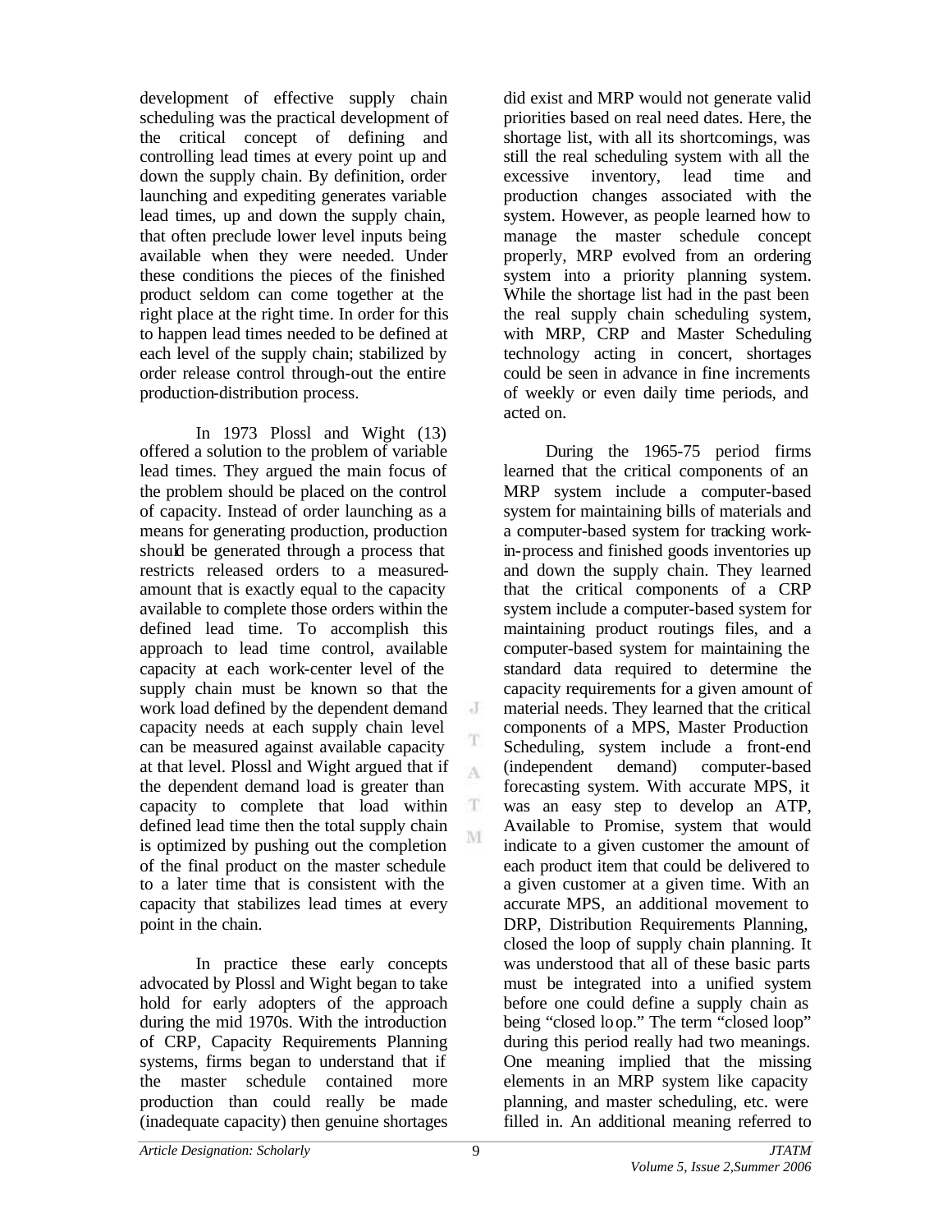development of effective supply chain scheduling was the practical development of the critical concept of defining and controlling lead times at every point up and down the supply chain. By definition, order launching and expediting generates variable lead times, up and down the supply chain, that often preclude lower level inputs being available when they were needed. Under these conditions the pieces of the finished product seldom can come together at the right place at the right time. In order for this to happen lead times needed to be defined at each level of the supply chain; stabilized by order release control through-out the entire production-distribution process.

In 1973 Plossl and Wight (13) offered a solution to the problem of variable lead times. They argued the main focus of the problem should be placed on the control of capacity. Instead of order launching as a means for generating production, production should be generated through a process that restricts released orders to a measured-amount that is exactly equal to the capacity available to complete those orders within the defined lead time. To accomplish this approach to lead time control, available capacity at each work-center level of the supply chain must be known so that the work load defined by the dependent demand capacity needs at each supply chain level can be measured against available capacity at that level. Plossl and Wight argued that if the dependent demand load is greater than capacity to complete that load within defined lead time then the total supply chain is optimized by pushing out the completion of the final product on the master schedule to a later time that is consistent with the capacity that stabilizes lead times at every point in the chain.

In practice these early concepts advocated by Plossl and Wight began to take hold for early adopters of the approach during the mid 1970s. With the introduction of CRP, Capacity Requirements Planning systems, firms began to understand that if the master schedule contained more production than could really be made (inadequate capacity) then genuine shortages did exist and MRP would not generate valid priorities based on real need dates. Here, the shortage list, with all its shortcomings, was still the real scheduling system with all the excessive inventory, lead time and production changes associated with the system. However, as people learned how to manage the master schedule concept properly, MRP evolved from an ordering system into a priority planning system. While the shortage list had in the past been the real supply chain scheduling system, with MRP, CRP and Master Scheduling technology acting in concert, shortages could be seen in advance in fine increments of weekly or even daily time periods, and acted on.

During the 1965-75 period firms learned that the critical components of an MRP system include a computer-based system for maintaining bills of materials and a computer-based system for tracking work-in-process and finished goods inventories up and down the supply chain. They learned that the critical components of a CRP system include a computer-based system for maintaining product routings files, and a computer-based system for maintaining the standard data required to determine the capacity requirements for a given amount of material needs. They learned that the critical components of a MPS, Master Production Scheduling, system include a front-end (independent demand) computer-based forecasting system. With accurate MPS, it was an easy step to develop an ATP, Available to Promise, system that would indicate to a given customer the amount of each product item that could be delivered to a given customer at a given time. With an accurate MPS, an additional movement to DRP, Distribution Requirements Planning, closed the loop of supply chain planning. It was understood that all of these basic parts must be integrated into a unified system before one could define a supply chain as being "closed loop." The term "closed loop" during this period really had two meanings. One meaning implied that the missing elements in an MRP system like capacity planning, and master scheduling, etc. were filled in. An additional meaning referred to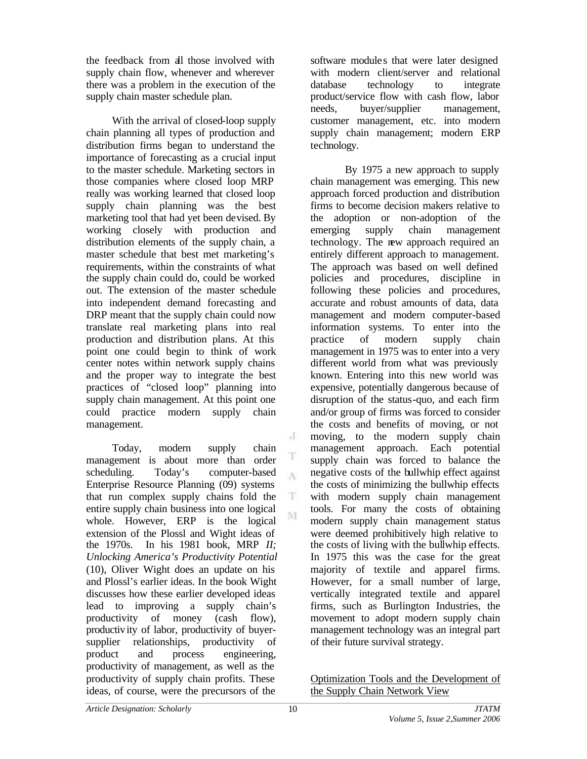the feedback from all those involved with supply chain flow, whenever and wherever there was a problem in the execution of the supply chain master schedule plan.

With the arrival of closed-loop supply chain planning all types of production and distribution firms began to understand the importance of forecasting as a crucial input to the master schedule. Marketing sectors in those companies where closed loop MRP really was working learned that closed loop supply chain planning was the best marketing tool that had yet been devised. By working closely with production and distribution elements of the supply chain, a master schedule that best met marketing's requirements, within the constraints of what the supply chain could do, could be worked out. The extension of the master schedule into independent demand forecasting and DRP meant that the supply chain could now translate real marketing plans into real production and distribution plans. At this point one could begin to think of work center notes within network supply chains and the proper way to integrate the best practices of "closed loop" planning into supply chain management. At this point one could practice modern supply chain management.

Today, modern supply chain management is about more than order scheduling. Today's computer-based Enterprise Resource Planning (09) systems that run complex supply chains fold the entire supply chain business into one logical whole. However, ERP is the logical extension of the Plossl and Wight ideas of the 1970s. In his 1981 book, MRP *II; Unlocking America's Productivity Potential* (10), Oliver Wight does an update on his and Plossl's earlier ideas. In the book Wight discusses how these earlier developed ideas lead to improving a supply chain's productivity of money (cash flow), productivity of labor, productivity of buyer-supplier relationships, productivity of product and process engineering, productivity of management, as well as the productivity of supply chain profits. These ideas, of course, were the precursors of the software modules that were later designed with modern client/server and relational database technology to integrate product/service flow with cash flow, labor needs, buyer/supplier management, customer management, etc. into modern supply chain management; modern ERP technology.

By 1975 a new approach to supply chain management was emerging. This new approach forced production and distribution firms to become decision makers relative to the adoption or non-adoption of the emerging supply chain management technology. The new approach required an entirely different approach to management. The approach was based on well defined policies and procedures, discipline in following these policies and procedures, accurate and robust amounts of data, data management and modern computer-based information systems. To enter into the practice of modern supply chain management in 1975 was to enter into a very different world from what was previously known. Entering into this new world was expensive, potentially dangerous because of disruption of the status-quo, and each firm and/or group of firms was forced to consider the costs and benefits of moving, or not moving, to the modern supply chain management approach. Each potential supply chain was forced to balance the negative costs of the bullwhip effect against the costs of minimizing the bullwhip effects with modern supply chain management tools. For many the costs of obtaining modern supply chain management status were deemed prohibitively high relative to the costs of living with the bullwhip effects. In 1975 this was the case for the great majority of textile and apparel firms. However, for a small number of large, vertically integrated textile and apparel firms, such as Burlington Industries, the movement to adopt modern supply chain management technology was an integral part of their future survival strategy.

## Optimization Tools and the Development of the Supply Chain Network View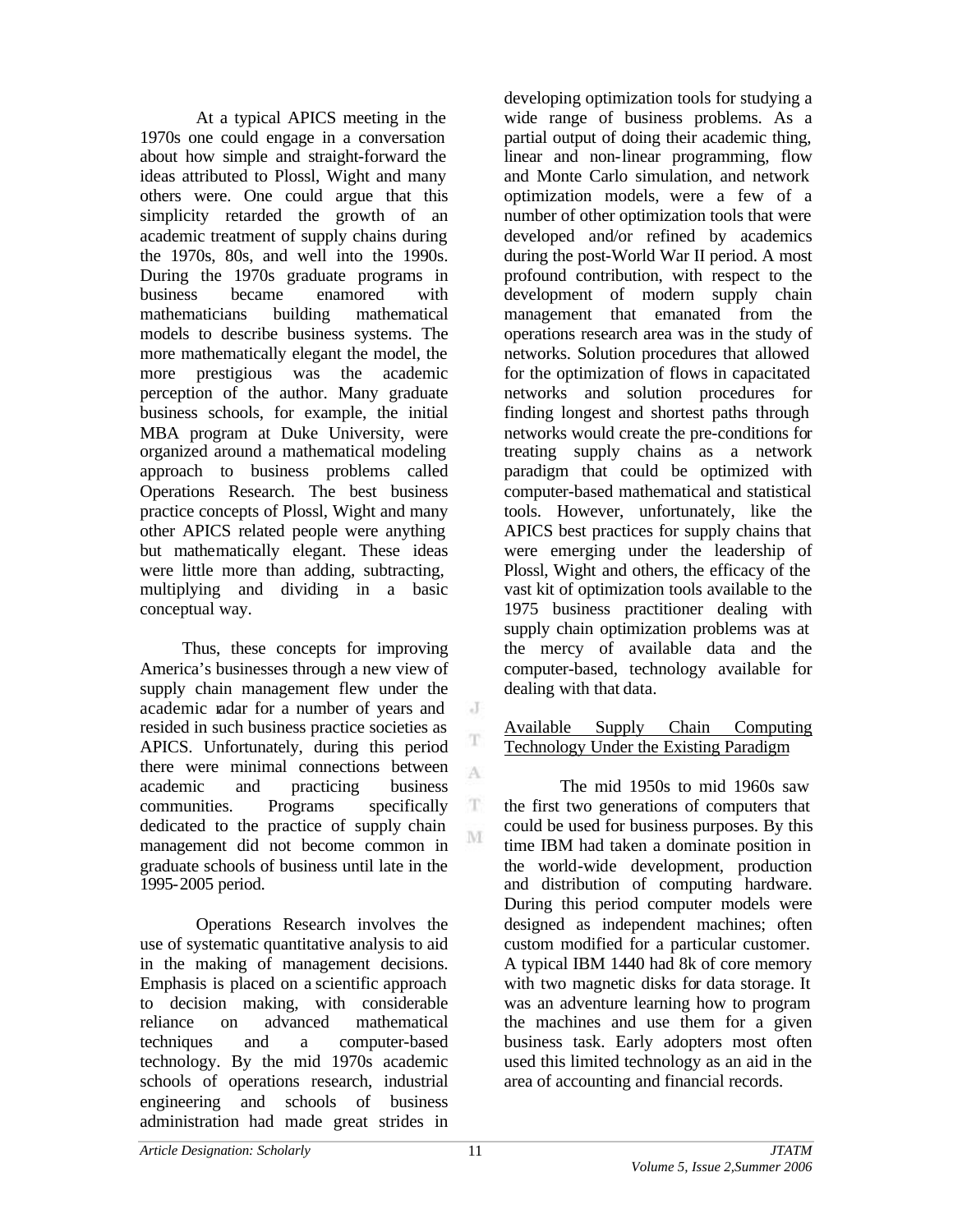At a typical APICS meeting in the 1970s one could engage in a conversation about how simple and straight-forward the ideas attributed to Plossl, Wight and many others were. One could argue that this simplicity retarded the growth of an academic treatment of supply chains during the 1970s, 80s, and well into the 1990s. During the 1970s graduate programs in business became enamored with mathematicians building mathematical models to describe business systems. The more mathematically elegant the model, the more prestigious was the academic perception of the author. Many graduate business schools, for example, the initial MBA program at Duke University, were organized around a mathematical modeling approach to business problems called Operations Research. The best business practice concepts of Plossl, Wight and many other APICS related people were anything but mathematically elegant. These ideas were little more than adding, subtracting, multiplying and dividing in a basic conceptual way.

Thus, these concepts for improving America's businesses through a new view of supply chain management flew under the academic radar for a number of years and resided in such business practice societies as APICS. Unfortunately, during this period there were minimal connections between academic and practicing business communities. Programs specifically dedicated to the practice of supply chain management did not become common in graduate schools of business until late in the 1995-2005 period.

Operations Research involves the use of systematic quantitative analysis to aid in the making of management decisions. Emphasis is placed on a scientific approach to decision making, with considerable reliance on advanced mathematical techniques and a computer-based technology. By the mid 1970s academic schools of operations research, industrial engineering and schools of business administration had made great strides in developing optimization tools for studying a wide range of business problems. As a partial output of doing their academic thing, linear and non-linear programming, flow and Monte Carlo simulation, and network optimization models, were a few of a number of other optimization tools that were developed and/or refined by academics during the post-World War II period. A most profound contribution, with respect to the development of modern supply chain management that emanated from the operations research area was in the study of networks. Solution procedures that allowed for the optimization of flows in capacitated networks and solution procedures for finding longest and shortest paths through networks would create the pre-conditions for treating supply chains as a network paradigm that could be optimized with computer-based mathematical and statistical tools. However, unfortunately, like the APICS best practices for supply chains that were emerging under the leadership of Plossl, Wight and others, the efficacy of the vast kit of optimization tools available to the 1975 business practitioner dealing with supply chain optimization problems was at the mercy of available data and the computer-based, technology available for dealing with that data.

## Available Supply Chain Computing Technology Under the Existing Paradigm

The mid 1950s to mid 1960s saw the first two generations of computers that could be used for business purposes. By this time IBM had taken a dominate position in the world-wide development, production and distribution of computing hardware. During this period computer models were designed as independent machines; often custom modified for a particular customer. A typical IBM 1440 had 8k of core memory with two magnetic disks for data storage. It was an adventure learning how to program the machines and use them for a given business task. Early adopters most often used this limited technology as an aid in the area of accounting and financial records.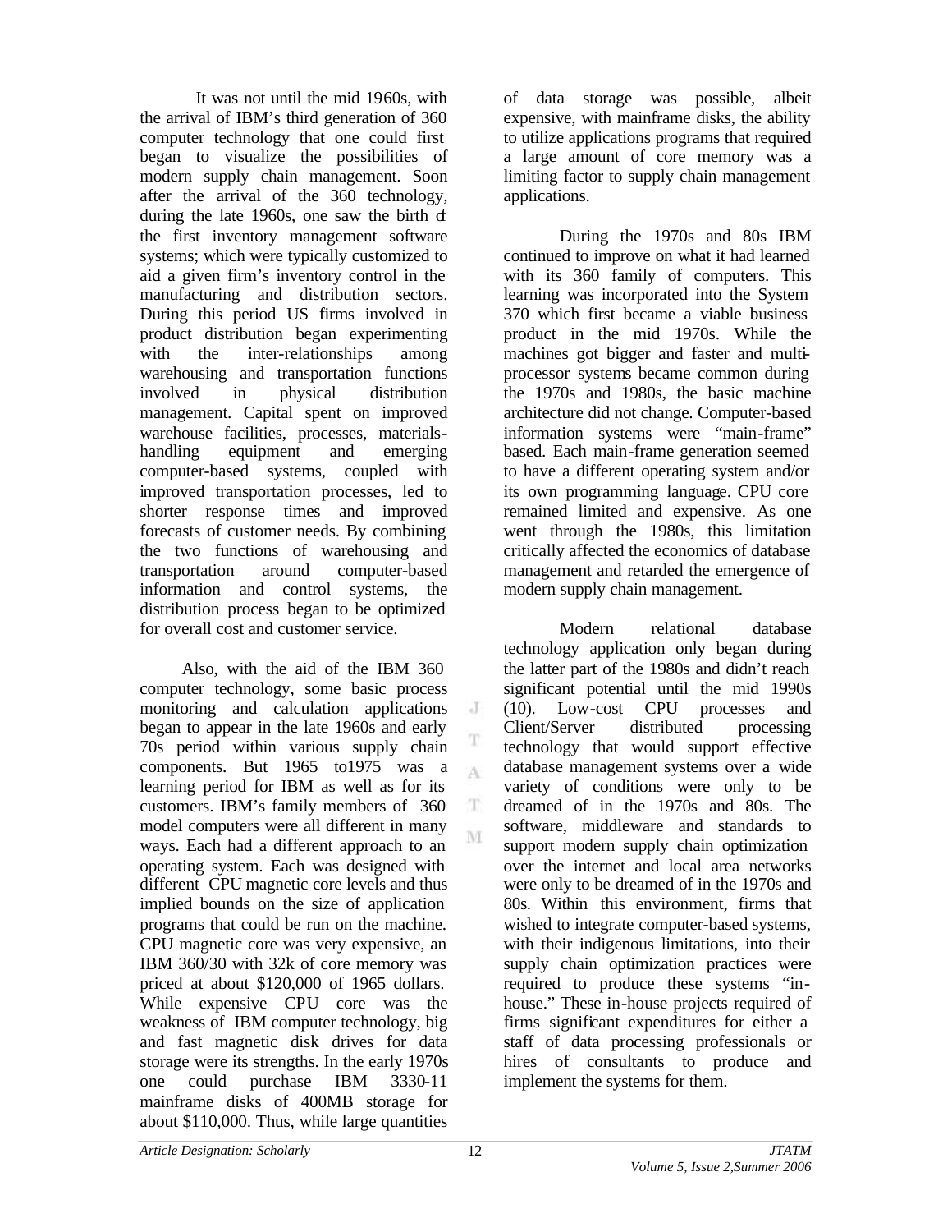It was not until the mid 1960s, with the arrival of IBM's third generation of 360 computer technology that one could first began to visualize the possibilities of modern supply chain management. Soon after the arrival of the 360 technology, during the late 1960s, one saw the birth of the first inventory management software systems; which were typically customized to aid a given firm's inventory control in the manufacturing and distribution sectors. During this period US firms involved in product distribution began experimenting with the inter-relationships among warehousing and transportation functions involved in physical distribution management. Capital spent on improved warehouse facilities, processes, materials-handling equipment and emerging computer-based systems, coupled with improved transportation processes, led to shorter response times and improved forecasts of customer needs. By combining the two functions of warehousing and transportation around computer-based information and control systems, the distribution process began to be optimized for overall cost and customer service.

Also, with the aid of the IBM 360 computer technology, some basic process monitoring and calculation applications began to appear in the late 1960s and early 70s period within various supply chain components. But 1965 to1975 was a learning period for IBM as well as for its customers. IBM's family members of 360 model computers were all different in many ways. Each had a different approach to an operating system. Each was designed with different CPU magnetic core levels and thus implied bounds on the size of application programs that could be run on the machine. CPU magnetic core was very expensive, an IBM 360/30 with 32k of core memory was priced at about $120,000 of 1965 dollars. While expensive CPU core was the weakness of IBM computer technology, big and fast magnetic disk drives for data storage were its strengths. In the early 1970s one could purchase IBM 3330-11 mainframe disks of 400MB storage for about $110,000. Thus, while large quantities of data storage was possible, albeit expensive, with mainframe disks, the ability to utilize applications programs that required a large amount of core memory was a limiting factor to supply chain management applications.

During the 1970s and 80s IBM continued to improve on what it had learned with its 360 family of computers. This learning was incorporated into the System 370 which first became a viable business product in the mid 1970s. While the machines got bigger and faster and multi-processor systems became common during the 1970s and 1980s, the basic machine architecture did not change. Computer-based information systems were "main-frame" based. Each main-frame generation seemed to have a different operating system and/or its own programming language. CPU core remained limited and expensive. As one went through the 1980s, this limitation critically affected the economics of database management and retarded the emergence of modern supply chain management.

Modern relational database technology application only began during the latter part of the 1980s and didn't reach significant potential until the mid 1990s (10). Low-cost CPU processes and Client/Server distributed processing technology that would support effective database management systems over a wide variety of conditions were only to be dreamed of in the 1970s and 80s. The software, middleware and standards to support modern supply chain optimization over the internet and local area networks were only to be dreamed of in the 1970s and 80s. Within this environment, firms that wished to integrate computer-based systems, with their indigenous limitations, into their supply chain optimization practices were required to produce these systems "in-house." These in-house projects required of firms significant expenditures for either a staff of data processing professionals or hires of consultants to produce and implement the systems for them.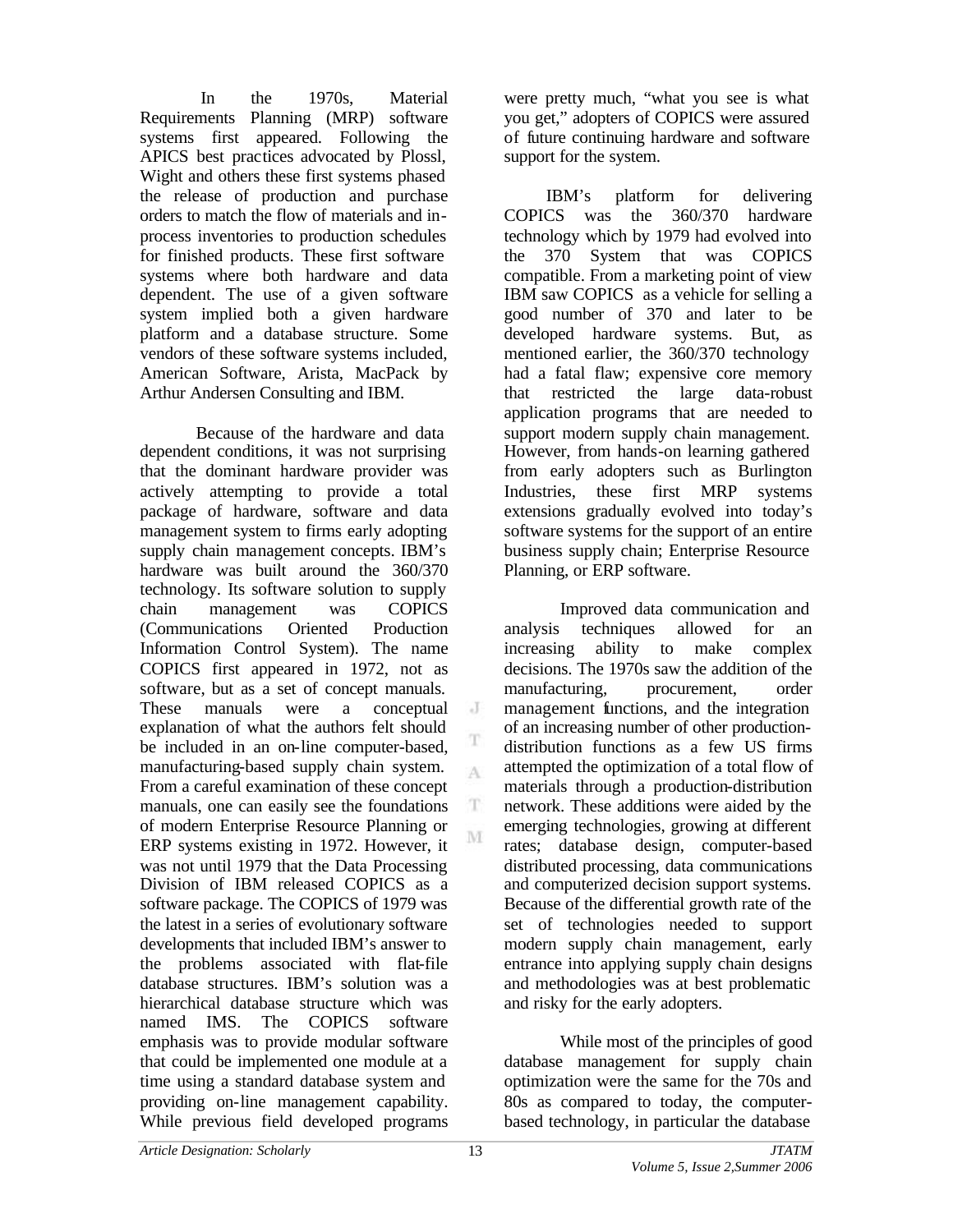In the 1970s, Material Requirements Planning (MRP) software systems first appeared. Following the APICS best practices advocated by Plossl, Wight and others these first systems phased the release of production and purchase orders to match the flow of materials and in-process inventories to production schedules for finished products. These first software systems where both hardware and data dependent. The use of a given software system implied both a given hardware platform and a database structure. Some vendors of these software systems included, American Software, Arista, MacPack by Arthur Andersen Consulting and IBM.

Because of the hardware and data dependent conditions, it was not surprising that the dominant hardware provider was actively attempting to provide a total package of hardware, software and data management system to firms early adopting supply chain management concepts. IBM's hardware was built around the 360/370 technology. Its software solution to supply chain management was COPICS (Communications Oriented Production Information Control System). The name COPICS first appeared in 1972, not as software, but as a set of concept manuals. These manuals were a conceptual explanation of what the authors felt should be included in an on-line computer-based, manufacturing-based supply chain system. From a careful examination of these concept manuals, one can easily see the foundations of modern Enterprise Resource Planning or ERP systems existing in 1972. However, it was not until 1979 that the Data Processing Division of IBM released COPICS as a software package. The COPICS of 1979 was the latest in a series of evolutionary software developments that included IBM's answer to the problems associated with flat-file database structures. IBM's solution was a hierarchical database structure which was named IMS. The COPICS software emphasis was to provide modular software that could be implemented one module at a time using a standard database system and providing on-line management capability. While previous field developed programs were pretty much, "what you see is what you get," adopters of COPICS were assured of future continuing hardware and software support for the system.

IBM's platform for delivering COPICS was the 360/370 hardware technology which by 1979 had evolved into the 370 System that was COPICS compatible. From a marketing point of view IBM saw COPICS as a vehicle for selling a good number of 370 and later to be developed hardware systems. But, as mentioned earlier, the 360/370 technology had a fatal flaw; expensive core memory that restricted the large data-robust application programs that are needed to support modern supply chain management. However, from hands-on learning gathered from early adopters such as Burlington Industries, these first MRP systems extensions gradually evolved into today's software systems for the support of an entire business supply chain; Enterprise Resource Planning, or ERP software.

Improved data communication and analysis techniques allowed for an increasing ability to make complex decisions. The 1970s saw the addition of the manufacturing, procurement, order management functions, and the integration of an increasing number of other production-distribution functions as a few US firms attempted the optimization of a total flow of materials through a production-distribution network. These additions were aided by the emerging technologies, growing at different rates; database design, computer-based distributed processing, data communications and computerized decision support systems. Because of the differential growth rate of the set of technologies needed to support modern supply chain management, early entrance into applying supply chain designs and methodologies was at best problematic and risky for the early adopters.

While most of the principles of good database management for supply chain optimization were the same for the 70s and 80s as compared to today, the computer-based technology, in particular the database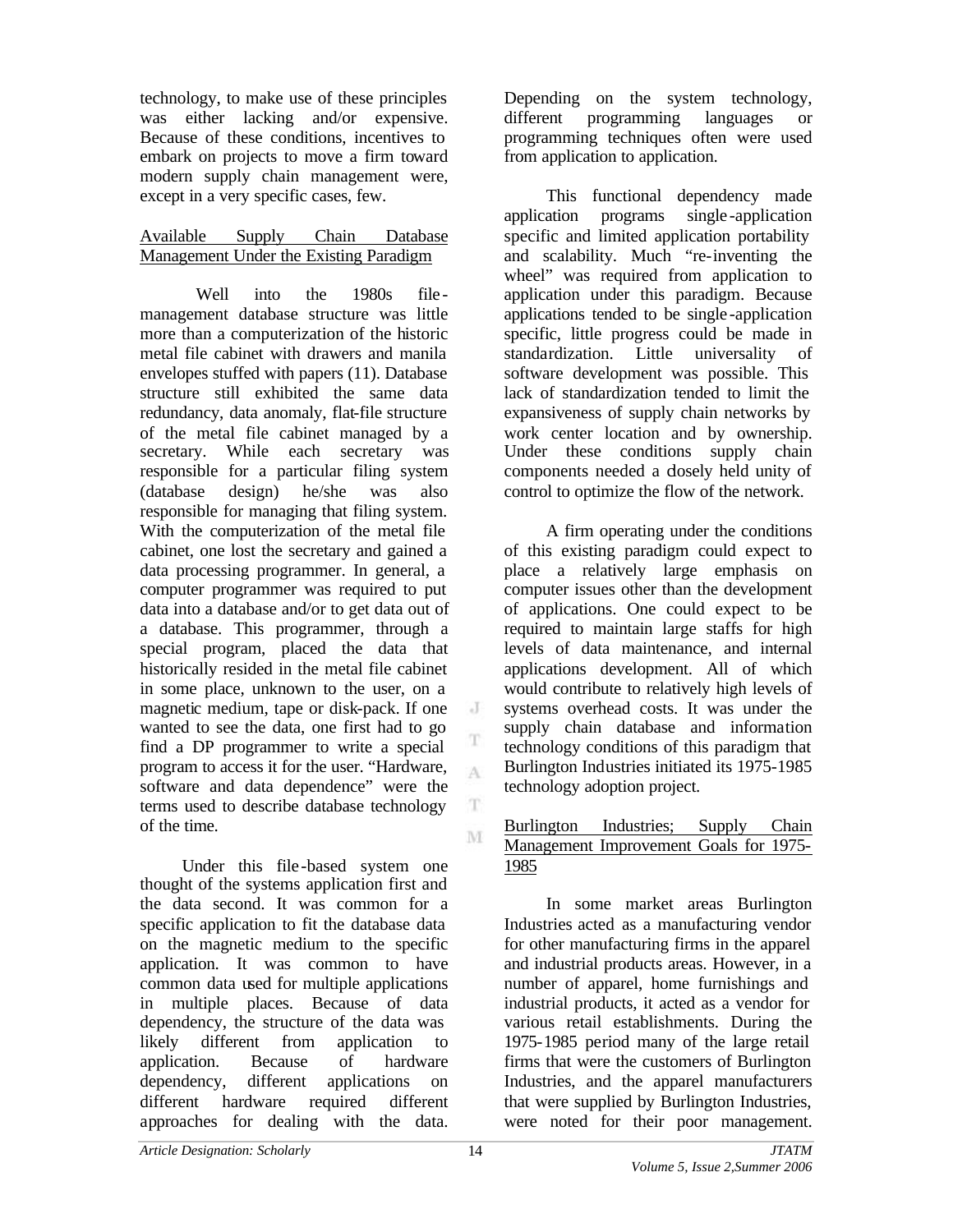technology, to make use of these principles was either lacking and/or expensive. Because of these conditions, incentives to embark on projects to move a firm toward modern supply chain management were, except in a very specific cases, few.

<u>Available Supply Chain Database Management Under the Existing Paradigm</u>

Well into the 1980s file-management database structure was little more than a computerization of the historic metal file cabinet with drawers and manila envelopes stuffed with papers (11). Database structure still exhibited the same data redundancy, data anomaly, flat-file structure of the metal file cabinet managed by a secretary. While each secretary was responsible for a particular filing system (database design) he/she was also responsible for managing that filing system. With the computerization of the metal file cabinet, one lost the secretary and gained a data processing programmer. In general, a computer programmer was required to put data into a database and/or to get data out of a database. This programmer, through a special program, placed the data that historically resided in the metal file cabinet in some place, unknown to the user, on a magnetic medium, tape or disk-pack. If one wanted to see the data, one first had to go find a DP programmer to write a special program to access it for the user. "Hardware, software and data dependence" were the terms used to describe database technology of the time.

Under this file-based system one thought of the systems application first and the data second. It was common for a specific application to fit the database data on the magnetic medium to the specific application. It was common to have common data used for multiple applications in multiple places. Because of data dependency, the structure of the data was likely different from application to application. Because of hardware dependency, different applications on different hardware required different approaches for dealing with the data. Depending on the system technology, different programming languages or programming techniques often were used from application to application.

This functional dependency made application programs single-application specific and limited application portability and scalability. Much "re-inventing the wheel" was required from application to application under this paradigm. Because applications tended to be single-application specific, little progress could be made in standardization. Little universality of software development was possible. This lack of standardization tended to limit the expansiveness of supply chain networks by work center location and by ownership. Under these conditions supply chain components needed a closely held unity of control to optimize the flow of the network.

A firm operating under the conditions of this existing paradigm could expect to place a relatively large emphasis on computer issues other than the development of applications. One could expect to be required to maintain large staffs for high levels of data maintenance, and internal applications development. All of which would contribute to relatively high levels of systems overhead costs. It was under the supply chain database and information technology conditions of this paradigm that Burlington Industries initiated its 1975-1985 technology adoption project.

<u>Burlington Industries; Supply Chain Management Improvement Goals for 1975-1985</u>

In some market areas Burlington Industries acted as a manufacturing vendor for other manufacturing firms in the apparel and industrial products areas. However, in a number of apparel, home furnishings and industrial products, it acted as a vendor for various retail establishments. During the 1975-1985 period many of the large retail firms that were the customers of Burlington Industries, and the apparel manufacturers that were supplied by Burlington Industries, were noted for their poor management.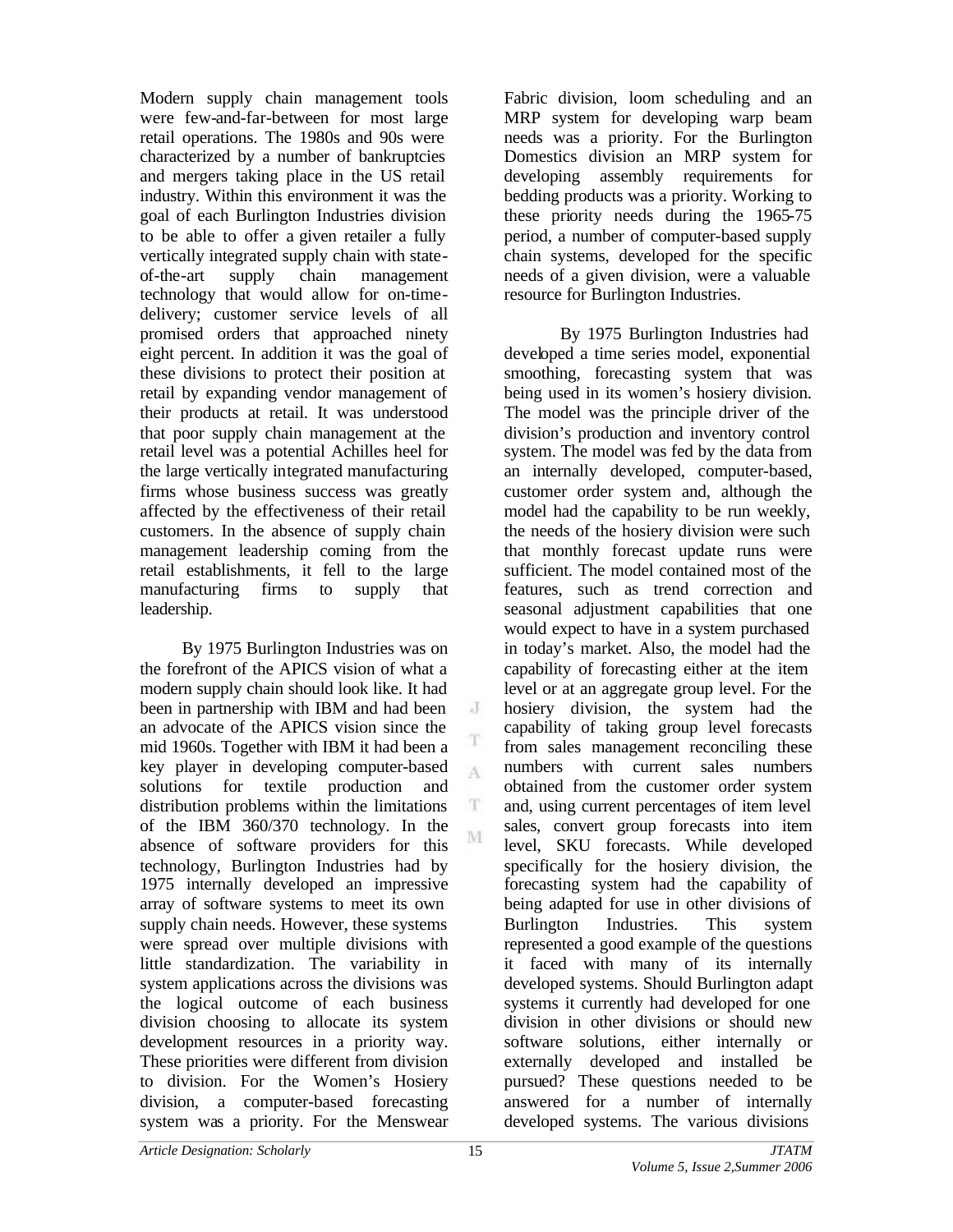Modern supply chain management tools were few-and-far-between for most large retail operations. The 1980s and 90s were characterized by a number of bankruptcies and mergers taking place in the US retail industry. Within this environment it was the goal of each Burlington Industries division to be able to offer a given retailer a fully vertically integrated supply chain with state-of-the-art supply chain management technology that would allow for on-time-delivery; customer service levels of all promised orders that approached ninety eight percent. In addition it was the goal of these divisions to protect their position at retail by expanding vendor management of their products at retail. It was understood that poor supply chain management at the retail level was a potential Achilles heel for the large vertically integrated manufacturing firms whose business success was greatly affected by the effectiveness of their retail customers. In the absence of supply chain management leadership coming from the retail establishments, it fell to the large manufacturing firms to supply that leadership.

By 1975 Burlington Industries was on the forefront of the APICS vision of what a modern supply chain should look like. It had been in partnership with IBM and had been an advocate of the APICS vision since the mid 1960s. Together with IBM it had been a key player in developing computer-based solutions for textile production and distribution problems within the limitations of the IBM 360/370 technology. In the absence of software providers for this technology, Burlington Industries had by 1975 internally developed an impressive array of software systems to meet its own supply chain needs. However, these systems were spread over multiple divisions with little standardization. The variability in system applications across the divisions was the logical outcome of each business division choosing to allocate its system development resources in a priority way. These priorities were different from division to division. For the Women's Hosiery division, a computer-based forecasting system was a priority. For the Menswear Fabric division, loom scheduling and an MRP system for developing warp beam needs was a priority. For the Burlington Domestics division an MRP system for developing assembly requirements for bedding products was a priority. Working to these priority needs during the 1965-75 period, a number of computer-based supply chain systems, developed for the specific needs of a given division, were a valuable resource for Burlington Industries.

By 1975 Burlington Industries had developed a time series model, exponential smoothing, forecasting system that was being used in its women's hosiery division. The model was the principle driver of the division's production and inventory control system. The model was fed by the data from an internally developed, computer-based, customer order system and, although the model had the capability to be run weekly, the needs of the hosiery division were such that monthly forecast update runs were sufficient. The model contained most of the features, such as trend correction and seasonal adjustment capabilities that one would expect to have in a system purchased in today's market. Also, the model had the capability of forecasting either at the item level or at an aggregate group level. For the hosiery division, the system had the capability of taking group level forecasts from sales management reconciling these numbers with current sales numbers obtained from the customer order system and, using current percentages of item level sales, convert group forecasts into item level, SKU forecasts. While developed specifically for the hosiery division, the forecasting system had the capability of being adapted for use in other divisions of Burlington Industries. This system represented a good example of the questions it faced with many of its internally developed systems. Should Burlington adapt systems it currently had developed for one division in other divisions or should new software solutions, either internally or externally developed and installed be pursued? These questions needed to be answered for a number of internally developed systems. The various divisions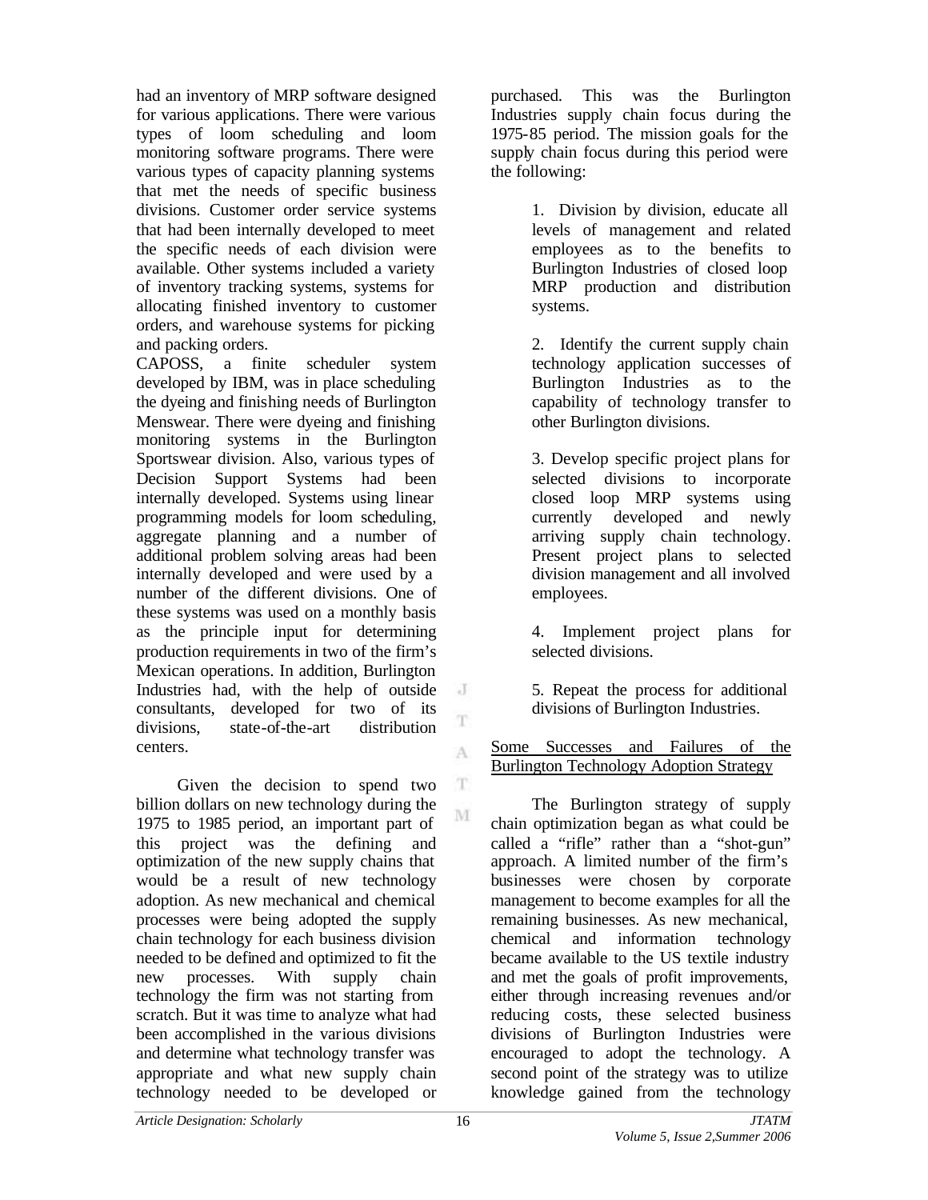had an inventory of MRP software designed for various applications. There were various types of loom scheduling and loom monitoring software programs. There were various types of capacity planning systems that met the needs of specific business divisions. Customer order service systems that had been internally developed to meet the specific needs of each division were available. Other systems included a variety of inventory tracking systems, systems for allocating finished inventory to customer orders, and warehouse systems for picking and packing orders.

CAPOSS, a finite scheduler system developed by IBM, was in place scheduling the dyeing and finishing needs of Burlington Menswear. There were dyeing and finishing monitoring systems in the Burlington Sportswear division. Also, various types of Decision Support Systems had been internally developed. Systems using linear programming models for loom scheduling, aggregate planning and a number of additional problem solving areas had been internally developed and were used by a number of the different divisions. One of these systems was used on a monthly basis as the principle input for determining production requirements in two of the firm's Mexican operations. In addition, Burlington Industries had, with the help of outside consultants, developed for two of its divisions, state-of-the-art distribution centers.

Given the decision to spend two billion dollars on new technology during the 1975 to 1985 period, an important part of this project was the defining and optimization of the new supply chains that would be a result of new technology adoption. As new mechanical and chemical processes were being adopted the supply chain technology for each business division needed to be defined and optimized to fit the new processes. With supply chain technology the firm was not starting from scratch. But it was time to analyze what had been accomplished in the various divisions and determine what technology transfer was appropriate and what new supply chain technology needed to be developed or purchased. This was the Burlington Industries supply chain focus during the 1975-85 period. The mission goals for the supply chain focus during this period were the following:

1. Division by division, educate all levels of management and related employees as to the benefits to Burlington Industries of closed loop MRP production and distribution systems.

2. Identify the current supply chain technology application successes of Burlington Industries as to the capability of technology transfer to other Burlington divisions.

3. Develop specific project plans for selected divisions to incorporate closed loop MRP systems using currently developed and newly arriving supply chain technology. Present project plans to selected division management and all involved employees.

4. Implement project plans for selected divisions.

5. Repeat the process for additional divisions of Burlington Industries.

<u>Some Successes and Failures of the Burlington Technology Adoption Strategy</u>

The Burlington strategy of supply chain optimization began as what could be called a "rifle" rather than a "shot-gun" approach. A limited number of the firm's businesses were chosen by corporate management to become examples for all the remaining businesses. As new mechanical, chemical and information technology became available to the US textile industry and met the goals of profit improvements, either through increasing revenues and/or reducing costs, these selected business divisions of Burlington Industries were encouraged to adopt the technology. A second point of the strategy was to utilize knowledge gained from the technology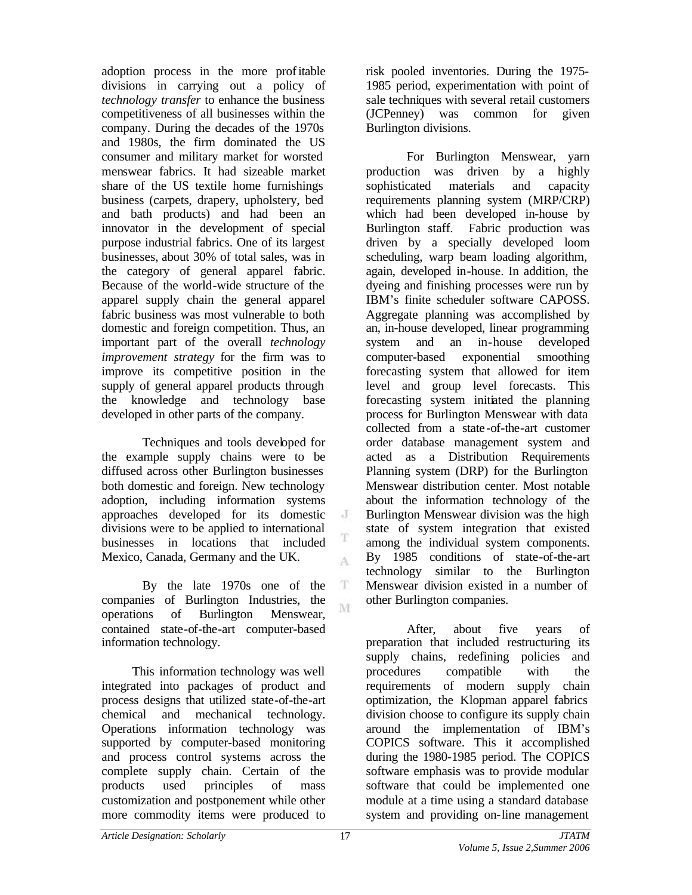adoption process in the more profitable divisions in carrying out a policy of *technology transfer* to enhance the business competitiveness of all businesses within the company. During the decades of the 1970s and 1980s, the firm dominated the US consumer and military market for worsted menswear fabrics. It had sizeable market share of the US textile home furnishings business (carpets, drapery, upholstery, bed and bath products) and had been an innovator in the development of special purpose industrial fabrics. One of its largest businesses, about 30% of total sales, was in the category of general apparel fabric. Because of the world-wide structure of the apparel supply chain the general apparel fabric business was most vulnerable to both domestic and foreign competition. Thus, an important part of the overall *technology improvement strategy* for the firm was to improve its competitive position in the supply of general apparel products through the knowledge and technology base developed in other parts of the company.

Techniques and tools developed for the example supply chains were to be diffused across other Burlington businesses both domestic and foreign. New technology adoption, including information systems approaches developed for its domestic divisions were to be applied to international businesses in locations that included Mexico, Canada, Germany and the UK.

By the late 1970s one of the companies of Burlington Industries, the operations of Burlington Menswear, contained state-of-the-art computer-based information technology.

This information technology was well integrated into packages of product and process designs that utilized state-of-the-art chemical and mechanical technology. Operations information technology was supported by computer-based monitoring and process control systems across the complete supply chain. Certain of the products used principles of mass customization and postponement while other more commodity items were produced to risk pooled inventories. During the 1975-1985 period, experimentation with point of sale techniques with several retail customers (JCPenney) was common for given Burlington divisions.

For Burlington Menswear, yarn production was driven by a highly sophisticated materials and capacity requirements planning system (MRP/CRP) which had been developed in-house by Burlington staff. Fabric production was driven by a specially developed loom scheduling, warp beam loading algorithm, again, developed in-house. In addition, the dyeing and finishing processes were run by IBM's finite scheduler software CAPOSS. Aggregate planning was accomplished by an, in-house developed, linear programming system and an in-house developed computer-based exponential smoothing forecasting system that allowed for item level and group level forecasts. This forecasting system initiated the planning process for Burlington Menswear with data collected from a state-of-the-art customer order database management system and acted as a Distribution Requirements Planning system (DRP) for the Burlington Menswear distribution center. Most notable about the information technology of the Burlington Menswear division was the high state of system integration that existed among the individual system components. By 1985 conditions of state-of-the-art technology similar to the Burlington Menswear division existed in a number of other Burlington companies.

After, about five years of preparation that included restructuring its supply chains, redefining policies and procedures compatible with the requirements of modern supply chain optimization, the Klopman apparel fabrics division choose to configure its supply chain around the implementation of IBM's COPICS software. This it accomplished during the 1980-1985 period. The COPICS software emphasis was to provide modular software that could be implemented one module at a time using a standard database system and providing on-line management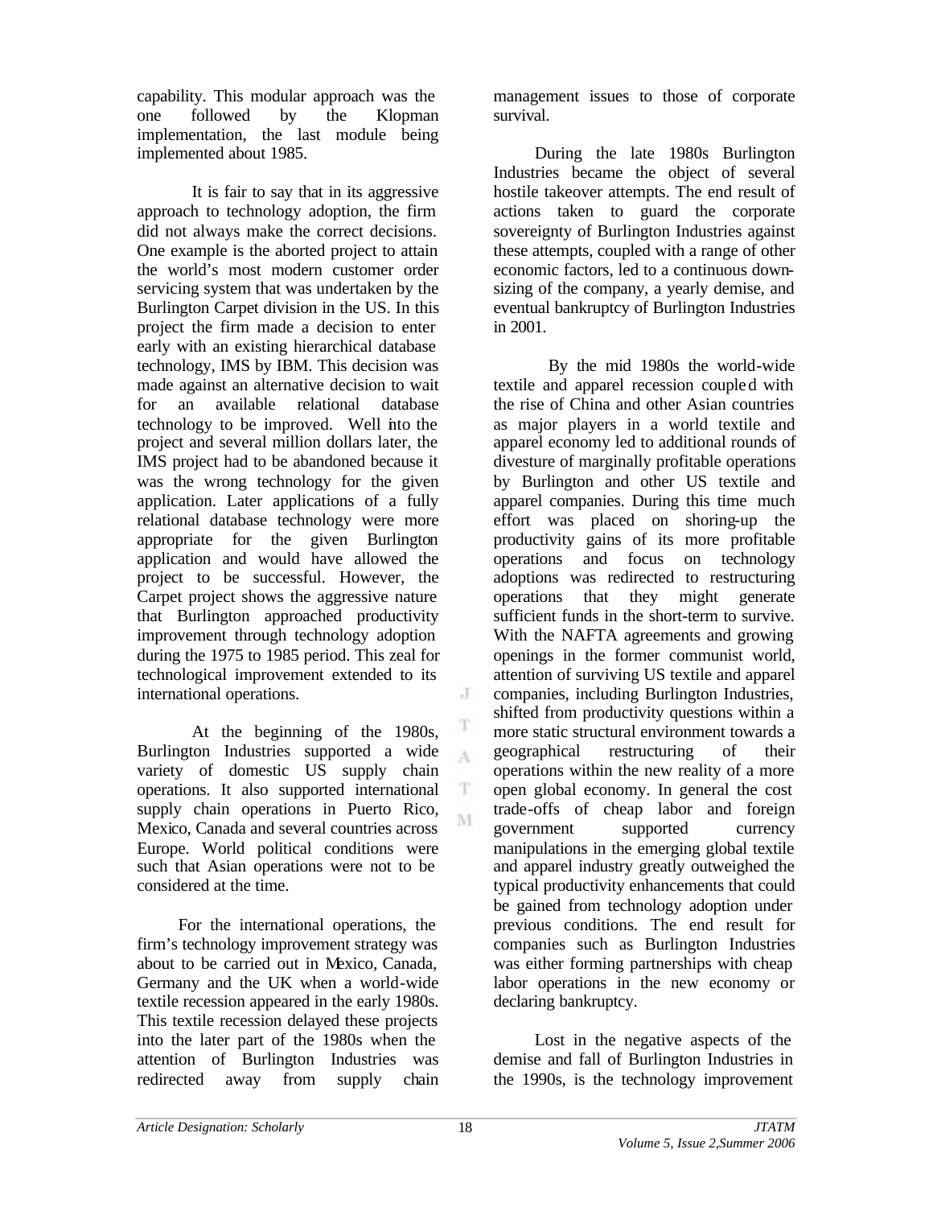capability. This modular approach was the one followed by the Klopman implementation, the last module being implemented about 1985.

It is fair to say that in its aggressive approach to technology adoption, the firm did not always make the correct decisions. One example is the aborted project to attain the world's most modern customer order servicing system that was undertaken by the Burlington Carpet division in the US. In this project the firm made a decision to enter early with an existing hierarchical database technology, IMS by IBM. This decision was made against an alternative decision to wait for an available relational database technology to be improved. Well into the project and several million dollars later, the IMS project had to be abandoned because it was the wrong technology for the given application. Later applications of a fully relational database technology were more appropriate for the given Burlington application and would have allowed the project to be successful. However, the Carpet project shows the aggressive nature that Burlington approached productivity improvement through technology adoption during the 1975 to 1985 period. This zeal for technological improvement extended to its international operations.

At the beginning of the 1980s, Burlington Industries supported a wide variety of domestic US supply chain operations. It also supported international supply chain operations in Puerto Rico, Mexico, Canada and several countries across Europe. World political conditions were such that Asian operations were not to be considered at the time.

For the international operations, the firm's technology improvement strategy was about to be carried out in Mexico, Canada, Germany and the UK when a world-wide textile recession appeared in the early 1980s. This textile recession delayed these projects into the later part of the 1980s when the attention of Burlington Industries was redirected away from supply chain management issues to those of corporate survival.

During the late 1980s Burlington Industries became the object of several hostile takeover attempts. The end result of actions taken to guard the corporate sovereignty of Burlington Industries against these attempts, coupled with a range of other economic factors, led to a continuous down-sizing of the company, a yearly demise, and eventual bankruptcy of Burlington Industries in 2001.

By the mid 1980s the world-wide textile and apparel recession coupled with the rise of China and other Asian countries as major players in a world textile and apparel economy led to additional rounds of divesture of marginally profitable operations by Burlington and other US textile and apparel companies. During this time much effort was placed on shoring-up the productivity gains of its more profitable operations and focus on technology adoptions was redirected to restructuring operations that they might generate sufficient funds in the short-term to survive. With the NAFTA agreements and growing openings in the former communist world, attention of surviving US textile and apparel companies, including Burlington Industries, shifted from productivity questions within a more static structural environment towards a geographical restructuring of their operations within the new reality of a more open global economy. In general the cost trade-offs of cheap labor and foreign government supported currency manipulations in the emerging global textile and apparel industry greatly outweighed the typical productivity enhancements that could be gained from technology adoption under previous conditions. The end result for companies such as Burlington Industries was either forming partnerships with cheap labor operations in the new economy or declaring bankruptcy.

Lost in the negative aspects of the demise and fall of Burlington Industries in the 1990s, is the technology improvement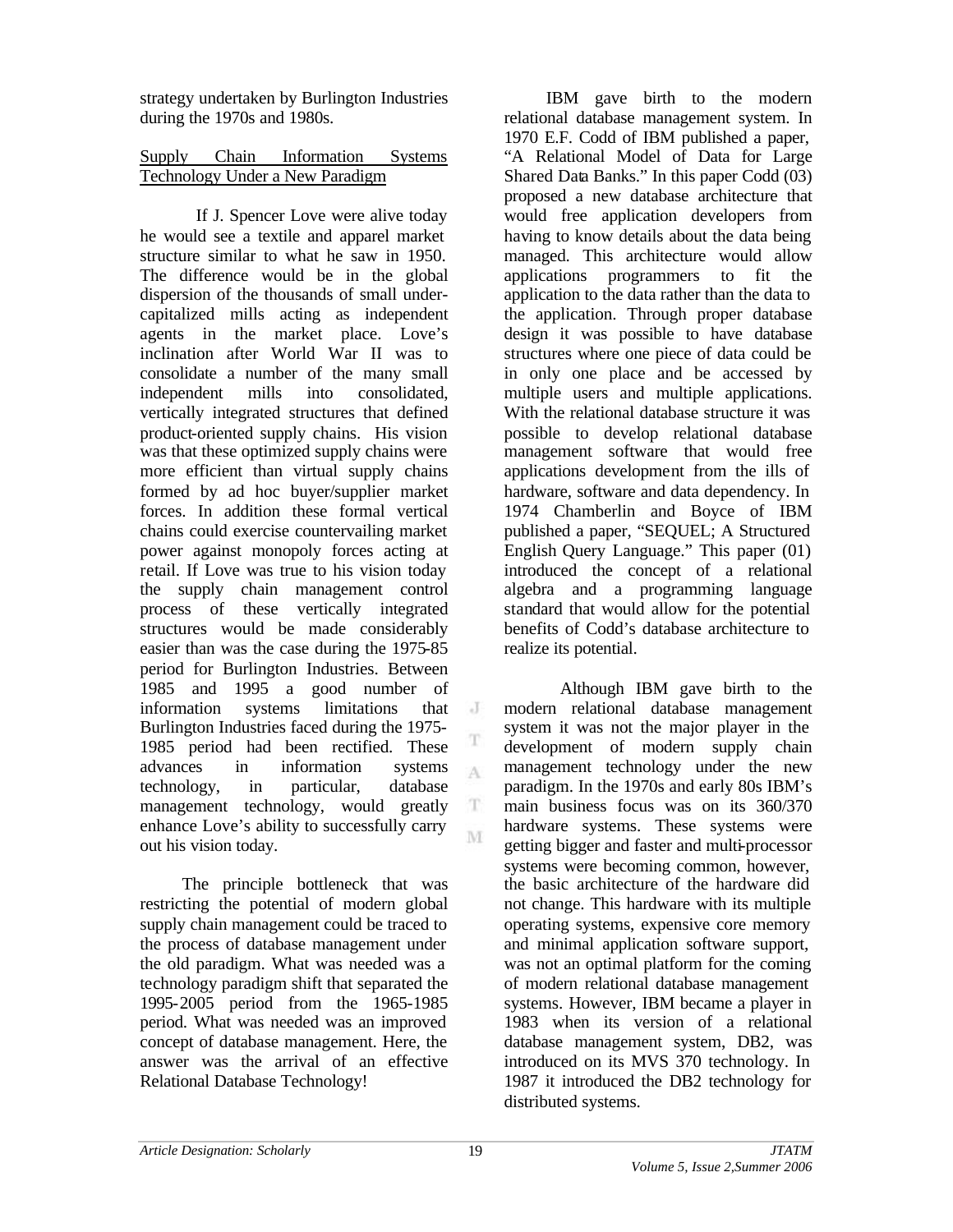strategy undertaken by Burlington Industries during the 1970s and 1980s.

Supply Chain Information Systems Technology Under a New Paradigm

If J. Spencer Love were alive today he would see a textile and apparel market structure similar to what he saw in 1950. The difference would be in the global dispersion of the thousands of small under-capitalized mills acting as independent agents in the market place. Love's inclination after World War II was to consolidate a number of the many small independent mills into consolidated, vertically integrated structures that defined product-oriented supply chains. His vision was that these optimized supply chains were more efficient than virtual supply chains formed by ad hoc buyer/supplier market forces. In addition these formal vertical chains could exercise countervailing market power against monopoly forces acting at retail. If Love was true to his vision today the supply chain management control process of these vertically integrated structures would be made considerably easier than was the case during the 1975-85 period for Burlington Industries. Between 1985 and 1995 a good number of information systems limitations that Burlington Industries faced during the 1975-1985 period had been rectified. These advances in information systems technology, in particular, database management technology, would greatly enhance Love's ability to successfully carry out his vision today.

The principle bottleneck that was restricting the potential of modern global supply chain management could be traced to the process of database management under the old paradigm. What was needed was a technology paradigm shift that separated the 1995-2005 period from the 1965-1985 period. What was needed was an improved concept of database management. Here, the answer was the arrival of an effective Relational Database Technology!

IBM gave birth to the modern relational database management system. In 1970 E.F. Codd of IBM published a paper, "A Relational Model of Data for Large Shared Data Banks." In this paper Codd (03) proposed a new database architecture that would free application developers from having to know details about the data being managed. This architecture would allow applications programmers to fit the application to the data rather than the data to the application. Through proper database design it was possible to have database structures where one piece of data could be in only one place and be accessed by multiple users and multiple applications. With the relational database structure it was possible to develop relational database management software that would free applications development from the ills of hardware, software and data dependency. In 1974 Chamberlin and Boyce of IBM published a paper, "SEQUEL; A Structured English Query Language." This paper (01) introduced the concept of a relational algebra and a programming language standard that would allow for the potential benefits of Codd's database architecture to realize its potential.

Although IBM gave birth to the modern relational database management system it was not the major player in the development of modern supply chain management technology under the new paradigm. In the 1970s and early 80s IBM's main business focus was on its 360/370 hardware systems. These systems were getting bigger and faster and multi-processor systems were becoming common, however, the basic architecture of the hardware did not change. This hardware with its multiple operating systems, expensive core memory and minimal application software support, was not an optimal platform for the coming of modern relational database management systems. However, IBM became a player in 1983 when its version of a relational database management system, DB2, was introduced on its MVS 370 technology. In 1987 it introduced the DB2 technology for distributed systems.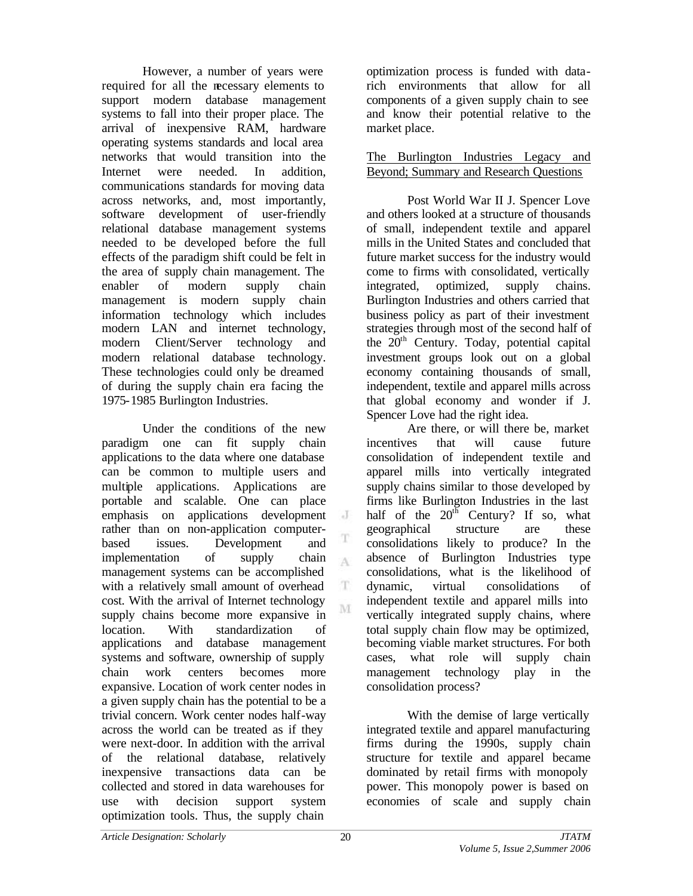However, a number of years were required for all the necessary elements to support modern database management systems to fall into their proper place. The arrival of inexpensive RAM, hardware operating systems standards and local area networks that would transition into the Internet were needed. In addition, communications standards for moving data across networks, and, most importantly, software development of user-friendly relational database management systems needed to be developed before the full effects of the paradigm shift could be felt in the area of supply chain management. The enabler of modern supply chain management is modern supply chain information technology which includes modern LAN and internet technology, modern Client/Server technology and modern relational database technology. These technologies could only be dreamed of during the supply chain era facing the 1975-1985 Burlington Industries.

Under the conditions of the new paradigm one can fit supply chain applications to the data where one database can be common to multiple users and multiple applications. Applications are portable and scalable. One can place emphasis on applications development rather than on non-application computer-based issues. Development and implementation of supply chain management systems can be accomplished with a relatively small amount of overhead cost. With the arrival of Internet technology supply chains become more expansive in location. With standardization of applications and database management systems and software, ownership of supply chain work centers becomes more expansive. Location of work center nodes in a given supply chain has the potential to be a trivial concern. Work center nodes half-way across the world can be treated as if they were next-door. In addition with the arrival of the relational database, relatively inexpensive transactions data can be collected and stored in data warehouses for use with decision support system optimization tools. Thus, the supply chain optimization process is funded with data-rich environments that allow for all components of a given supply chain to see and know their potential relative to the market place.

## The Burlington Industries Legacy and Beyond; Summary and Research Questions

Post World War II J. Spencer Love and others looked at a structure of thousands of small, independent textile and apparel mills in the United States and concluded that future market success for the industry would come to firms with consolidated, vertically integrated, optimized, supply chains. Burlington Industries and others carried that business policy as part of their investment strategies through most of the second half of the 20th Century. Today, potential capital investment groups look out on a global economy containing thousands of small, independent, textile and apparel mills across that global economy and wonder if J. Spencer Love had the right idea.

Are there, or will there be, market incentives that will cause future consolidation of independent textile and apparel mills into vertically integrated supply chains similar to those developed by firms like Burlington Industries in the last half of the 20th Century? If so, what geographical structure are these consolidations likely to produce? In the absence of Burlington Industries type consolidations, what is the likelihood of dynamic, virtual consolidations of independent textile and apparel mills into vertically integrated supply chains, where total supply chain flow may be optimized, becoming viable market structures. For both cases, what role will supply chain management technology play in the consolidation process?

With the demise of large vertically integrated textile and apparel manufacturing firms during the 1990s, supply chain structure for textile and apparel became dominated by retail firms with monopoly power. This monopoly power is based on economies of scale and supply chain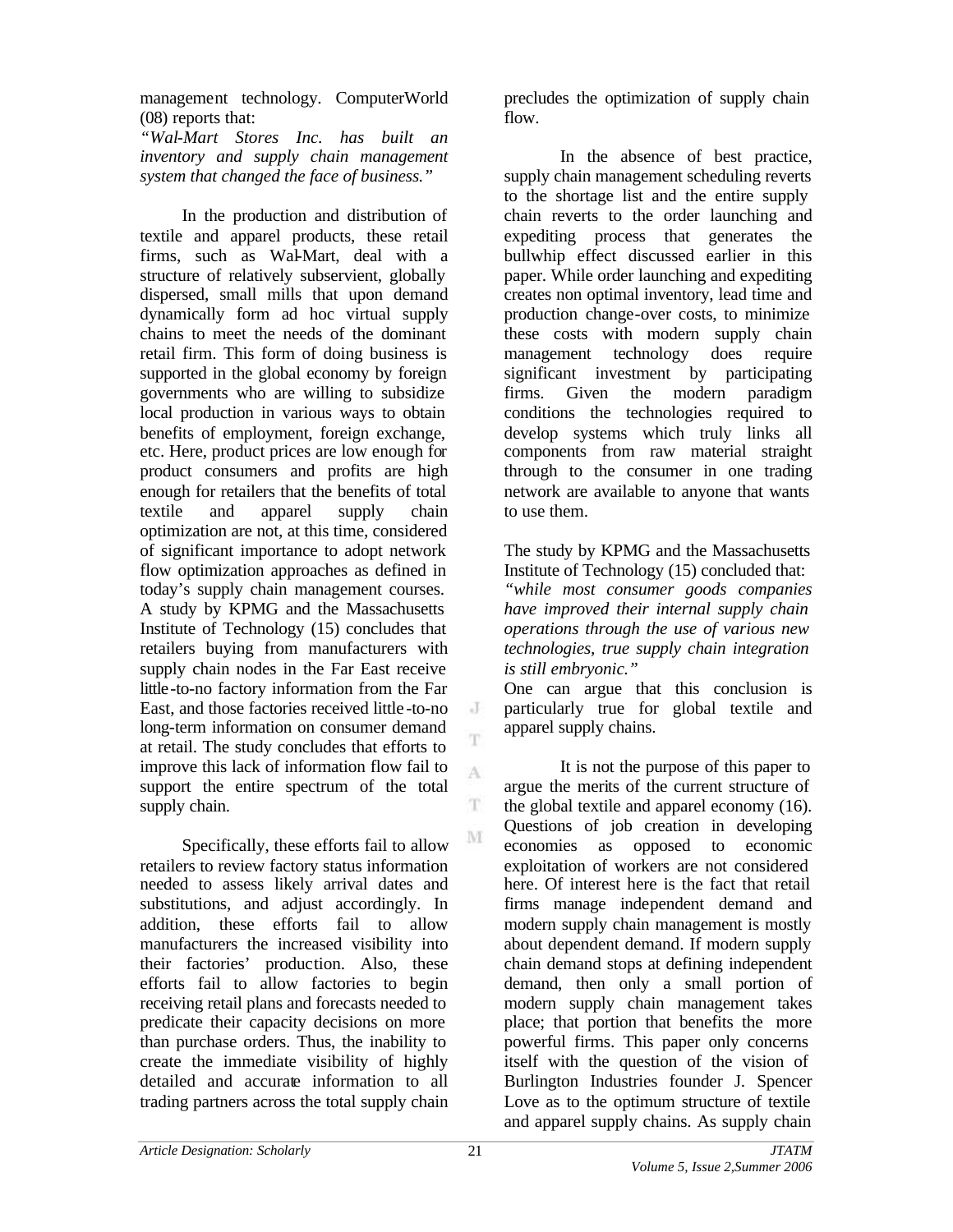management technology. ComputerWorld (08) reports that:

*"Wal-Mart Stores Inc. has built an inventory and supply chain management system that changed the face of business."*

In the production and distribution of textile and apparel products, these retail firms, such as Wal-Mart, deal with a structure of relatively subservient, globally dispersed, small mills that upon demand dynamically form ad hoc virtual supply chains to meet the needs of the dominant retail firm. This form of doing business is supported in the global economy by foreign governments who are willing to subsidize local production in various ways to obtain benefits of employment, foreign exchange, etc. Here, product prices are low enough for product consumers and profits are high enough for retailers that the benefits of total textile and apparel supply chain optimization are not, at this time, considered of significant importance to adopt network flow optimization approaches as defined in today's supply chain management courses. A study by KPMG and the Massachusetts Institute of Technology (15) concludes that retailers buying from manufacturers with supply chain nodes in the Far East receive little-to-no factory information from the Far East, and those factories received little-to-no long-term information on consumer demand at retail. The study concludes that efforts to improve this lack of information flow fail to support the entire spectrum of the total supply chain.

Specifically, these efforts fail to allow retailers to review factory status information needed to assess likely arrival dates and substitutions, and adjust accordingly. In addition, these efforts fail to allow manufacturers the increased visibility into their factories' production. Also, these efforts fail to allow factories to begin receiving retail plans and forecasts needed to predicate their capacity decisions on more than purchase orders. Thus, the inability to create the immediate visibility of highly detailed and accurate information to all trading partners across the total supply chain precludes the optimization of supply chain flow.

In the absence of best practice, supply chain management scheduling reverts to the shortage list and the entire supply chain reverts to the order launching and expediting process that generates the bullwhip effect discussed earlier in this paper. While order launching and expediting creates non optimal inventory, lead time and production change-over costs, to minimize these costs with modern supply chain management technology does require significant investment by participating firms. Given the modern paradigm conditions the technologies required to develop systems which truly links all components from raw material straight through to the consumer in one trading network are available to anyone that wants to use them.

The study by KPMG and the Massachusetts Institute of Technology (15) concluded that:

*"while most consumer goods companies have improved their internal supply chain operations through the use of various new technologies, true supply chain integration is still embryonic."*

One can argue that this conclusion is particularly true for global textile and apparel supply chains.

It is not the purpose of this paper to argue the merits of the current structure of the global textile and apparel economy (16). Questions of job creation in developing economies as opposed to economic exploitation of workers are not considered here. Of interest here is the fact that retail firms manage independent demand and modern supply chain management is mostly about dependent demand. If modern supply chain demand stops at defining independent demand, then only a small portion of modern supply chain management takes place; that portion that benefits the more powerful firms. This paper only concerns itself with the question of the vision of Burlington Industries founder J. Spencer Love as to the optimum structure of textile and apparel supply chains. As supply chain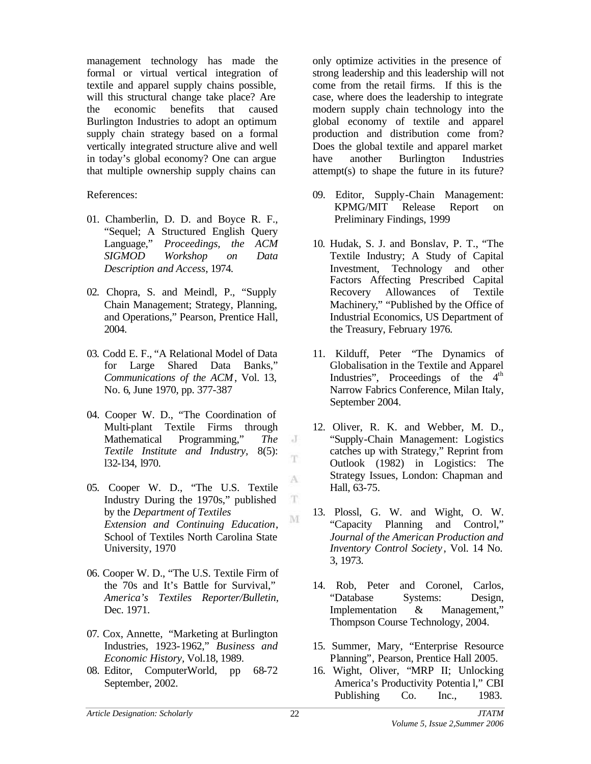management technology has made the formal or virtual vertical integration of textile and apparel supply chains possible, will this structural change take place? Are the economic benefits that caused Burlington Industries to adopt an optimum supply chain strategy based on a formal vertically integrated structure alive and well in today's global economy? One can argue that multiple ownership supply chains can only optimize activities in the presence of strong leadership and this leadership will not come from the retail firms. If this is the case, where does the leadership to integrate modern supply chain technology into the global economy of textile and apparel production and distribution come from? Does the global textile and apparel market have another Burlington Industries attempt(s) to shape the future in its future?

References:

01. Chamberlin, D. D. and Boyce R. F., "Sequel; A Structured English Query Language," *Proceedings, the ACM SIGMOD Workshop on Data Description and Access*, 1974.

02. Chopra, S. and Meindl, P., "Supply Chain Management; Strategy, Planning, and Operations," Pearson, Prentice Hall, 2004.

03. Codd E. F., "A Relational Model of Data for Large Shared Data Banks," *Communications of the ACM*, Vol. 13, No. 6, June 1970, pp. 377-387

04. Cooper W. D., "The Coordination of Multi-plant Textile Firms through Mathematical Programming," *The Textile Institute and Industry*, 8(5): 132-134, 1970.

05. Cooper W. D., "The U.S. Textile Industry During the 1970s," published by the *Department of Textiles Extension and Continuing Education*, School of Textiles North Carolina State University, 1970

06. Cooper W. D., "The U.S. Textile Firm of the 70s and It's Battle for Survival," *America's Textiles Reporter/Bulletin*, Dec. 1971.

07. Cox, Annette, "Marketing at Burlington Industries, 1923-1962," *Business and Economic History*, Vol.18, 1989.

08. Editor, ComputerWorld, pp 68-72 September, 2002.

09. Editor, Supply-Chain Management: KPMG/MIT Release Report on Preliminary Findings, 1999

10. Hudak, S. J. and Bonslav, P. T., "The Textile Industry; A Study of Capital Investment, Technology and other Factors Affecting Prescribed Capital Recovery Allowances of Textile Machinery," "Published by the Office of Industrial Economics, US Department of the Treasury, February 1976.

11. Kilduff, Peter "The Dynamics of Globalisation in the Textile and Apparel Industries", Proceedings of the 4th Narrow Fabrics Conference, Milan Italy, September 2004.

12. Oliver, R. K. and Webber, M. D., "Supply-Chain Management: Logistics catches up with Strategy," Reprint from Outlook (1982) in Logistics: The Strategy Issues, London: Chapman and Hall, 63-75.

13. Plossl, G. W. and Wight, O. W. "Capacity Planning and Control," *Journal of the American Production and Inventory Control Society*, Vol. 14 No. 3, 1973.

14. Rob, Peter and Coronel, Carlos, "Database Systems: Design, Implementation & Management," Thompson Course Technology, 2004.

15. Summer, Mary, "Enterprise Resource Planning", Pearson, Prentice Hall 2005.

16. Wight, Oliver, "MRP II; Unlocking America's Productivity Potential," CBI Publishing Co. Inc., 1983.